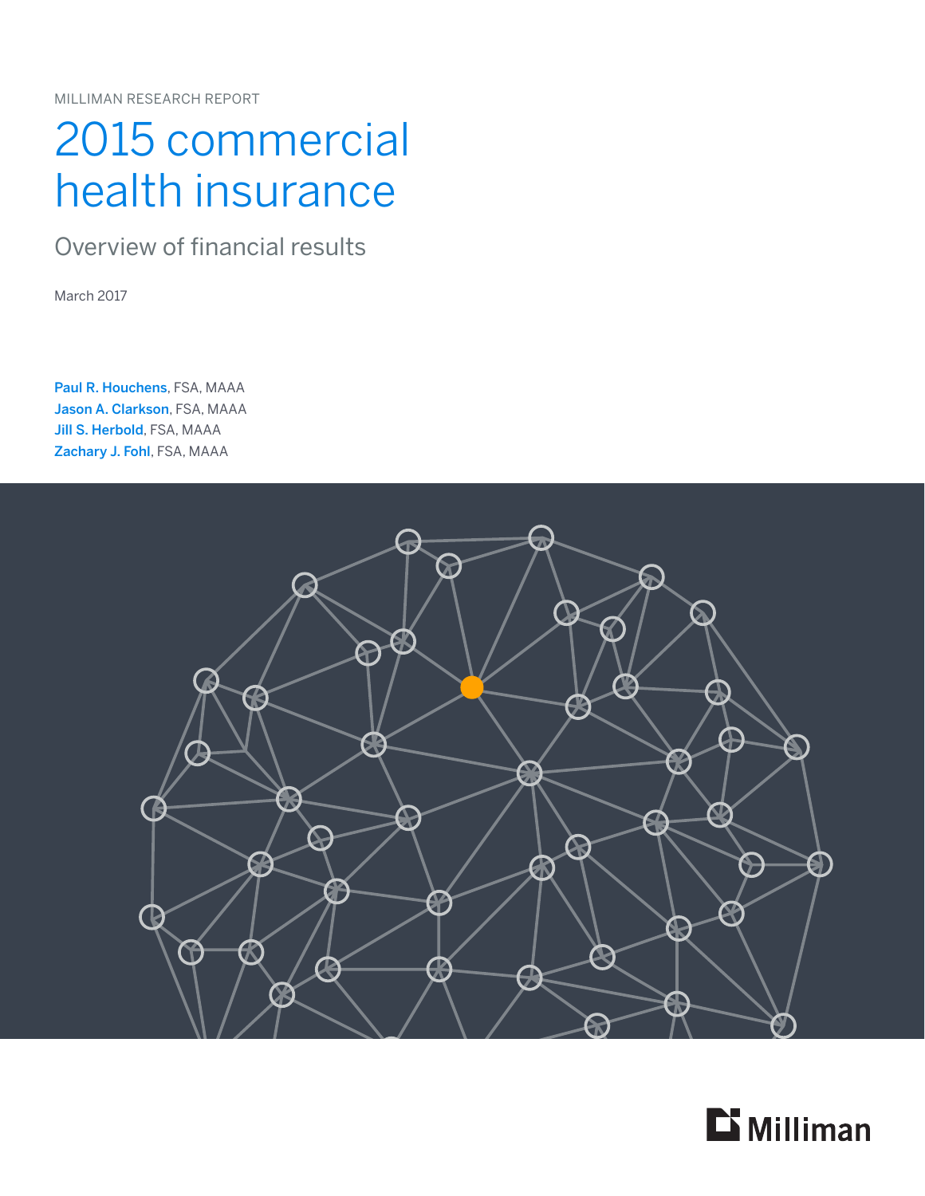MILLIMAN RESEARCH REPORT

# 2015 commercial health insurance

## Overview of financial results

March 2017

**Paul R. Houchens**, FSA, MAAA
**Jason A. Clarkson**, FSA, MAAA
**Jill S. Herbold**, FSA, MAAA
**Zachary J. Fohl**, FSA, MAAA

Milliman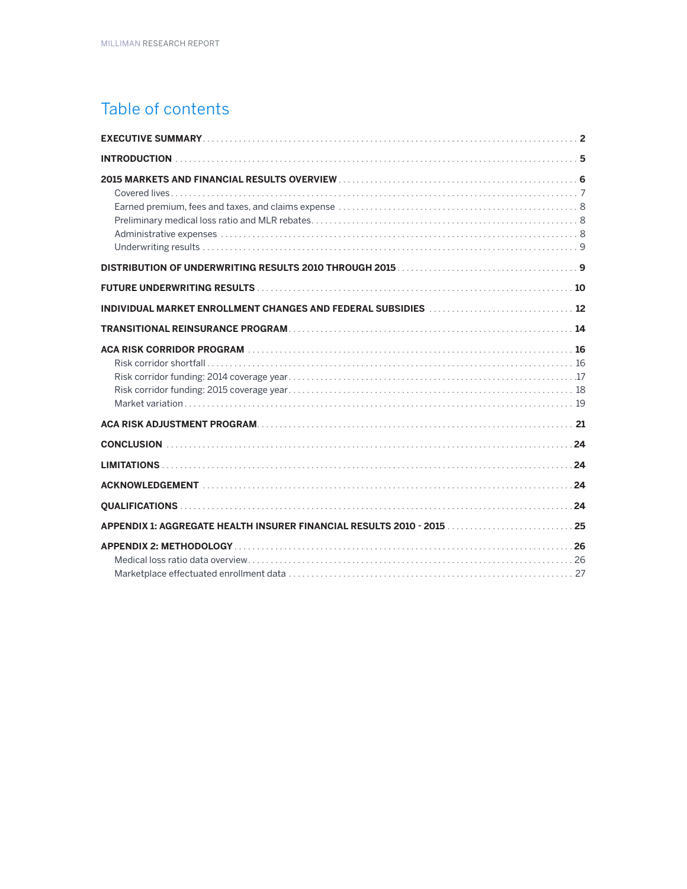# Table of contents

**EXECUTIVE SUMMARY** .......... **2**

**INTRODUCTION** .......... **5**

**2015 MARKETS AND FINANCIAL RESULTS OVERVIEW** .......... **6**

- Covered lives .......... 7
- Earned premium, fees and taxes, and claims expense .......... 8
- Preliminary medical loss ratio and MLR rebates .......... 8
- Administrative expenses .......... 8
- Underwriting results .......... 9

**DISTRIBUTION OF UNDERWRITING RESULTS 2010 THROUGH 2015** .......... **9**

**FUTURE UNDERWRITING RESULTS** .......... **10**

**INDIVIDUAL MARKET ENROLLMENT CHANGES AND FEDERAL SUBSIDIES** .......... **12**

**TRANSITIONAL REINSURANCE PROGRAM** .......... **14**

**ACA RISK CORRIDOR PROGRAM** .......... **16**

- Risk corridor shortfall .......... 16
- Risk corridor funding: 2014 coverage year .......... 17
- Risk corridor funding: 2015 coverage year .......... 18
- Market variation .......... 19

**ACA RISK ADJUSTMENT PROGRAM** .......... **21**

**CONCLUSION** .......... **24**

**LIMITATIONS** .......... **24**

**ACKNOWLEDGEMENT** .......... **24**

**QUALIFICATIONS** .......... **24**

**APPENDIX 1: AGGREGATE HEALTH INSURER FINANCIAL RESULTS 2010 - 2015** .......... **25**

**APPENDIX 2: METHODOLOGY** .......... **26**

- Medical loss ratio data overview .......... 26
- Marketplace effectuated enrollment data .......... 27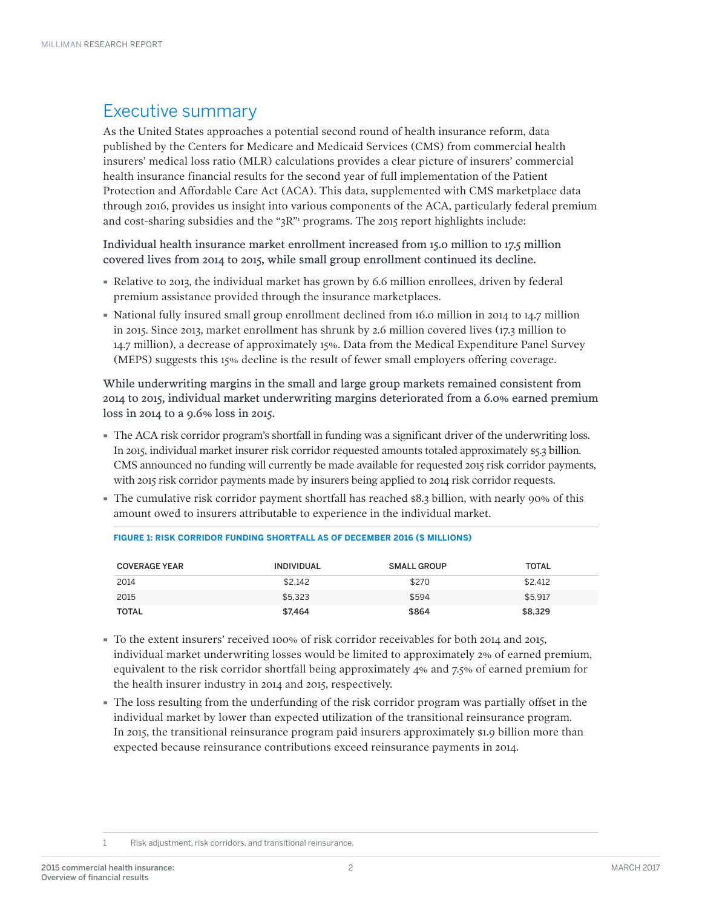## Executive summary

As the United States approaches a potential second round of health insurance reform, data published by the Centers for Medicare and Medicaid Services (CMS) from commercial health insurers' medical loss ratio (MLR) calculations provides a clear picture of insurers' commercial health insurance financial results for the second year of full implementation of the Patient Protection and Affordable Care Act (ACA). This data, supplemented with CMS marketplace data through 2016, provides us insight into various components of the ACA, particularly federal premium and cost-sharing subsidies and the "3R"[1] programs. The 2015 report highlights include:

**Individual health insurance market enrollment increased from 15.0 million to 17.5 million covered lives from 2014 to 2015, while small group enrollment continued its decline.**

- Relative to 2013, the individual market has grown by 6.6 million enrollees, driven by federal premium assistance provided through the insurance marketplaces.
- National fully insured small group enrollment declined from 16.0 million in 2014 to 14.7 million in 2015. Since 2013, market enrollment has shrunk by 2.6 million covered lives (17.3 million to 14.7 million), a decrease of approximately 15%. Data from the Medical Expenditure Panel Survey (MEPS) suggests this 15% decline is the result of fewer small employers offering coverage.

**While underwriting margins in the small and large group markets remained consistent from 2014 to 2015, individual market underwriting margins deteriorated from a 6.0% earned premium loss in 2014 to a 9.6% loss in 2015.**

- The ACA risk corridor program's shortfall in funding was a significant driver of the underwriting loss. In 2015, individual market insurer risk corridor requested amounts totaled approximately $5.3 billion. CMS announced no funding will currently be made available for requested 2015 risk corridor payments, with 2015 risk corridor payments made by insurers being applied to 2014 risk corridor requests.
- The cumulative risk corridor payment shortfall has reached $8.3 billion, with nearly 90% of this amount owed to insurers attributable to experience in the individual market.

FIGURE 1: RISK CORRIDOR FUNDING SHORTFALL AS OF DECEMBER 2016 ($ MILLIONS)

| COVERAGE YEAR | INDIVIDUAL | SMALL GROUP | TOTAL |
|---|---|---|---|
| 2014 | $2,142 | $270 | $2,412 |
| 2015 | $5,323 | $594 | $5,917 |
| **TOTAL** | **$7,464** | **$864** | **$8,329** |

- To the extent insurers' received 100% of risk corridor receivables for both 2014 and 2015, individual market underwriting losses would be limited to approximately 2% of earned premium, equivalent to the risk corridor shortfall being approximately 4% and 7.5% of earned premium for the health insurer industry in 2014 and 2015, respectively.
- The loss resulting from the underfunding of the risk corridor program was partially offset in the individual market by lower than expected utilization of the transitional reinsurance program. In 2015, the transitional reinsurance program paid insurers approximately $1.9 billion more than expected because reinsurance contributions exceed reinsurance payments in 2014.

[1] Risk adjustment, risk corridors, and transitional reinsurance.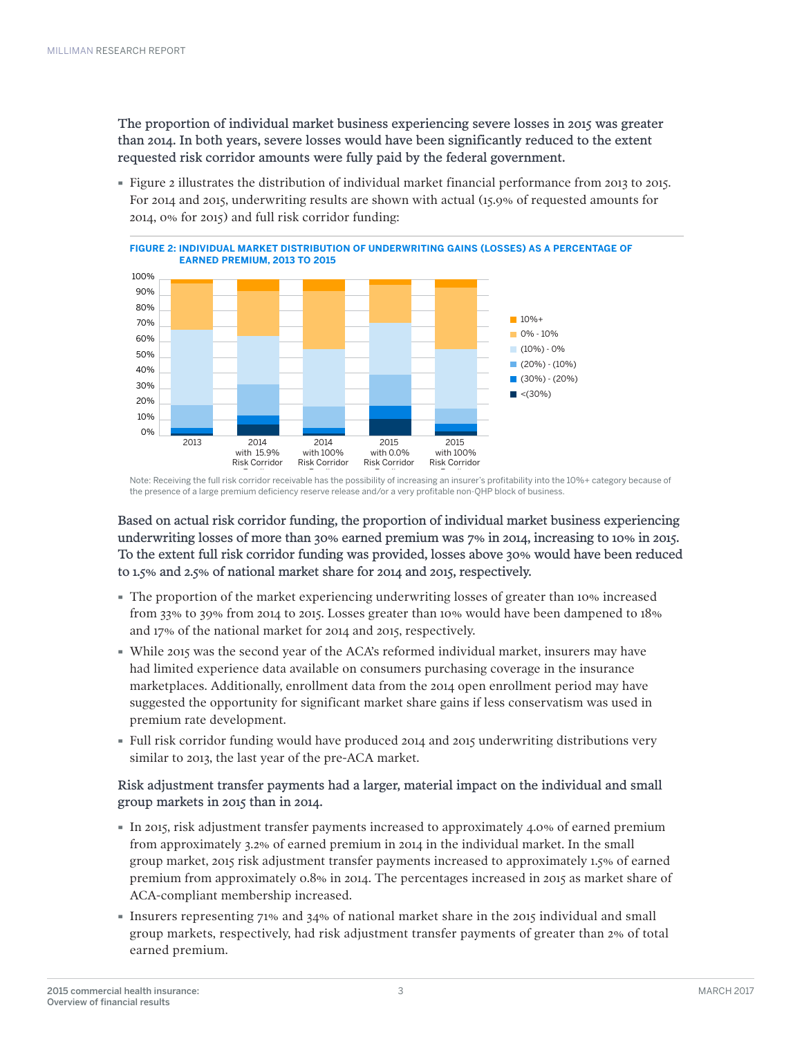The proportion of individual market business experiencing severe losses in 2015 was greater than 2014. In both years, severe losses would have been significantly reduced to the extent requested risk corridor amounts were fully paid by the federal government.

- Figure 2 illustrates the distribution of individual market financial performance from 2013 to 2015. For 2014 and 2015, underwriting results are shown with actual (15.9% of requested amounts for 2014, 0% for 2015) and full risk corridor funding:

**FIGURE 2: INDIVIDUAL MARKET DISTRIBUTION OF UNDERWRITING GAINS (LOSSES) AS A PERCENTAGE OF EARNED PREMIUM, 2013 TO 2015**

Note: Receiving the full risk corridor receivable has the possibility of increasing an insurer's profitability into the 10%+ category because of the presence of a large premium deficiency reserve release and/or a very profitable non-QHP block of business.

Based on actual risk corridor funding, the proportion of individual market business experiencing underwriting losses of more than 30% earned premium was 7% in 2014, increasing to 10% in 2015. To the extent full risk corridor funding was provided, losses above 30% would have been reduced to 1.5% and 2.5% of national market share for 2014 and 2015, respectively.

- The proportion of the market experiencing underwriting losses of greater than 10% increased from 33% to 39% from 2014 to 2015. Losses greater than 10% would have been dampened to 18% and 17% of the national market for 2014 and 2015, respectively.
- While 2015 was the second year of the ACA's reformed individual market, insurers may have had limited experience data available on consumers purchasing coverage in the insurance marketplaces. Additionally, enrollment data from the 2014 open enrollment period may have suggested the opportunity for significant market share gains if less conservatism was used in premium rate development.
- Full risk corridor funding would have produced 2014 and 2015 underwriting distributions very similar to 2013, the last year of the pre-ACA market.

Risk adjustment transfer payments had a larger, material impact on the individual and small group markets in 2015 than in 2014.

- In 2015, risk adjustment transfer payments increased to approximately 4.0% of earned premium from approximately 3.2% of earned premium in 2014 in the individual market. In the small group market, 2015 risk adjustment transfer payments increased to approximately 1.5% of earned premium from approximately 0.8% in 2014. The percentages increased in 2015 as market share of ACA-compliant membership increased.
- Insurers representing 71% and 34% of national market share in the 2015 individual and small group markets, respectively, had risk adjustment transfer payments of greater than 2% of total earned premium.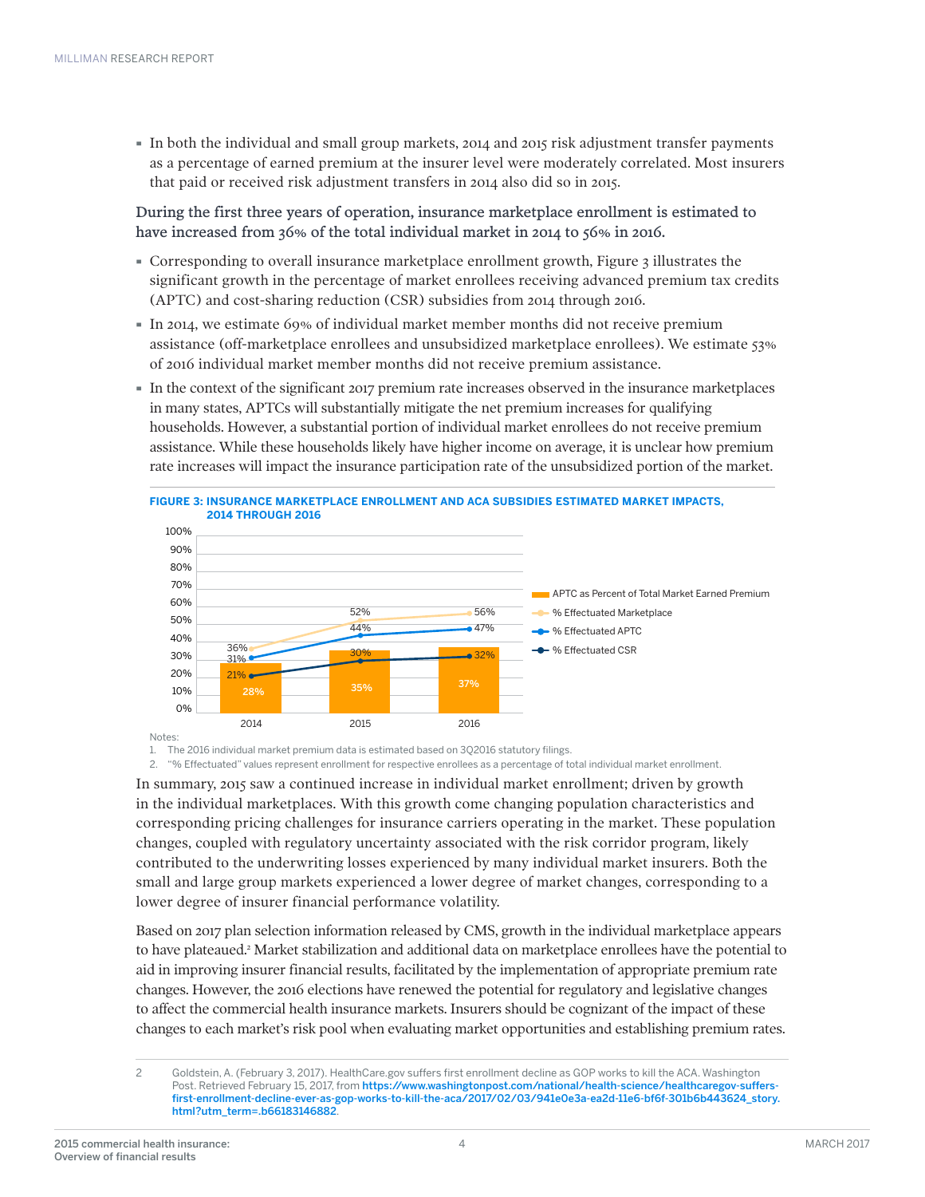- In both the individual and small group markets, 2014 and 2015 risk adjustment transfer payments as a percentage of earned premium at the insurer level were moderately correlated. Most insurers that paid or received risk adjustment transfers in 2014 also did so in 2015.

**During the first three years of operation, insurance marketplace enrollment is estimated to have increased from 36% of the total individual market in 2014 to 56% in 2016.**

- Corresponding to overall insurance marketplace enrollment growth, Figure 3 illustrates the significant growth in the percentage of market enrollees receiving advanced premium tax credits (APTC) and cost-sharing reduction (CSR) subsidies from 2014 through 2016.
- In 2014, we estimate 69% of individual market member months did not receive premium assistance (off-marketplace enrollees and unsubsidized marketplace enrollees). We estimate 53% of 2016 individual market member months did not receive premium assistance.
- In the context of the significant 2017 premium rate increases observed in the insurance marketplaces in many states, APTCs will substantially mitigate the net premium increases for qualifying households. However, a substantial portion of individual market enrollees do not receive premium assistance. While these households likely have higher income on average, it is unclear how premium rate increases will impact the insurance participation rate of the unsubsidized portion of the market.

**FIGURE 3: INSURANCE MARKETPLACE ENROLLMENT AND ACA SUBSIDIES ESTIMATED MARKET IMPACTS, 2014 THROUGH 2016**

| | 2014 | 2015 | 2016 |
|---|---|---|---|
| APTC as Percent of Total Market Earned Premium | 28% | 35% | 37% |
| % Effectuated Marketplace | 36% | 52% | 56% |
| % Effectuated APTC | 31% | 44% | 47% |
| % Effectuated CSR | 21% | 30% | 32% |

Notes:
1. The 2016 individual market premium data is estimated based on 3Q2016 statutory filings.
2. "% Effectuated" values represent enrollment for respective enrollees as a percentage of total individual market enrollment.

In summary, 2015 saw a continued increase in individual market enrollment; driven by growth in the individual marketplaces. With this growth come changing population characteristics and corresponding pricing challenges for insurance carriers operating in the market. These population changes, coupled with regulatory uncertainty associated with the risk corridor program, likely contributed to the underwriting losses experienced by many individual market insurers. Both the small and large group markets experienced a lower degree of market changes, corresponding to a lower degree of insurer financial performance volatility.

Based on 2017 plan selection information released by CMS, growth in the individual marketplace appears to have plateaued.[2] Market stabilization and additional data on marketplace enrollees have the potential to aid in improving insurer financial results, facilitated by the implementation of appropriate premium rate changes. However, the 2016 elections have renewed the potential for regulatory and legislative changes to affect the commercial health insurance markets. Insurers should be cognizant of the impact of these changes to each market's risk pool when evaluating market opportunities and establishing premium rates.

2 Goldstein, A. (February 3, 2017). HealthCare.gov suffers first enrollment decline as GOP works to kill the ACA. Washington Post. Retrieved February 15, 2017, from https://www.washingtonpost.com/national/health-science/healthcaregov-suffers-first-enrollment-decline-ever-as-gop-works-to-kill-the-aca/2017/02/03/941e0e3a-ea2d-11e6-bf6f-301b6b443624_story.html?utm_term=.b66183146882.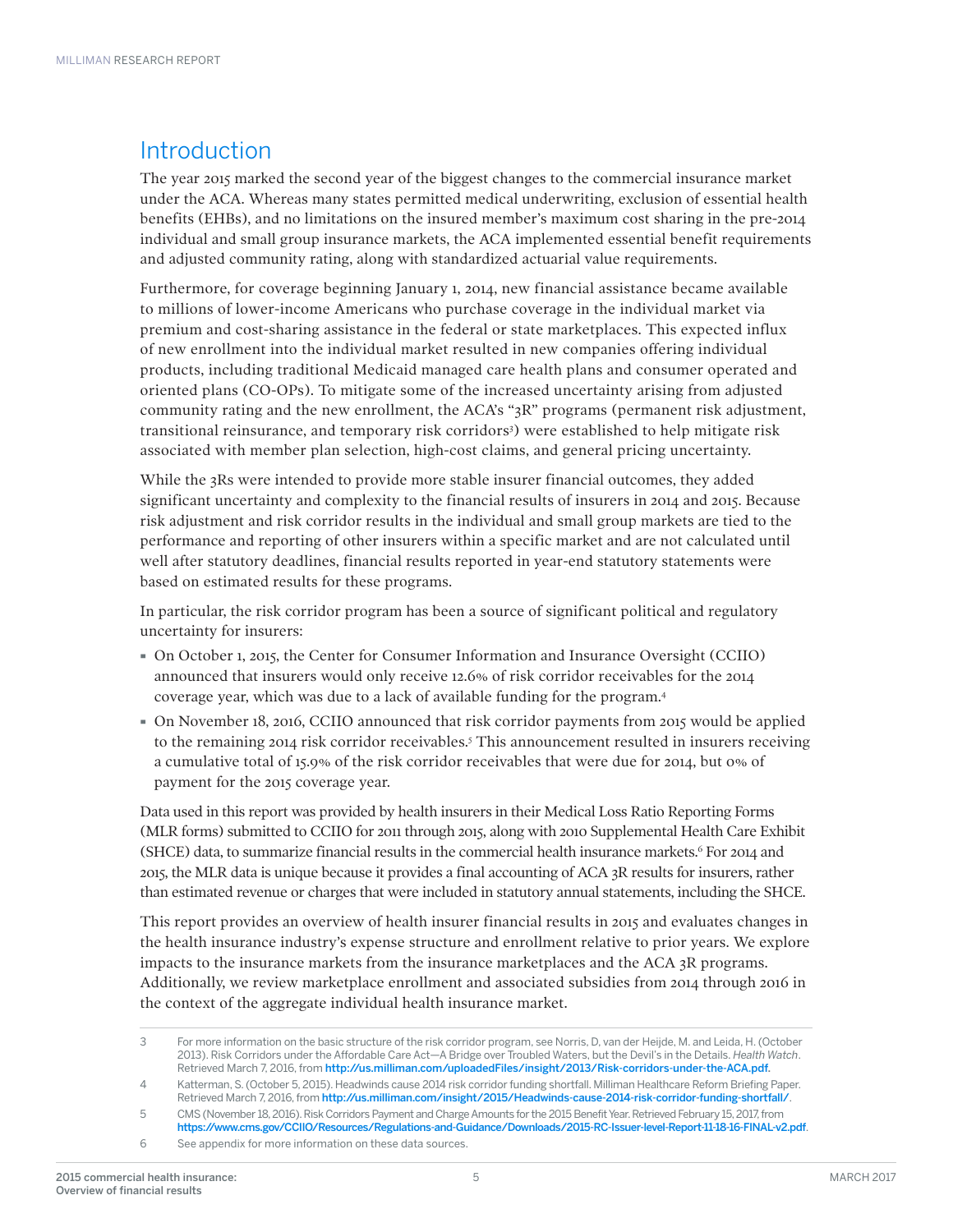## Introduction

The year 2015 marked the second year of the biggest changes to the commercial insurance market under the ACA. Whereas many states permitted medical underwriting, exclusion of essential health benefits (EHBs), and no limitations on the insured member's maximum cost sharing in the pre-2014 individual and small group insurance markets, the ACA implemented essential benefit requirements and adjusted community rating, along with standardized actuarial value requirements.

Furthermore, for coverage beginning January 1, 2014, new financial assistance became available to millions of lower-income Americans who purchase coverage in the individual market via premium and cost-sharing assistance in the federal or state marketplaces. This expected influx of new enrollment into the individual market resulted in new companies offering individual products, including traditional Medicaid managed care health plans and consumer operated and oriented plans (CO-OPs). To mitigate some of the increased uncertainty arising from adjusted community rating and the new enrollment, the ACA's "3R" programs (permanent risk adjustment, transitional reinsurance, and temporary risk corridors[3]) were established to help mitigate risk associated with member plan selection, high-cost claims, and general pricing uncertainty.

While the 3Rs were intended to provide more stable insurer financial outcomes, they added significant uncertainty and complexity to the financial results of insurers in 2014 and 2015. Because risk adjustment and risk corridor results in the individual and small group markets are tied to the performance and reporting of other insurers within a specific market and are not calculated until well after statutory deadlines, financial results reported in year-end statutory statements were based on estimated results for these programs.

In particular, the risk corridor program has been a source of significant political and regulatory uncertainty for insurers:

- On October 1, 2015, the Center for Consumer Information and Insurance Oversight (CCIIO) announced that insurers would only receive 12.6% of risk corridor receivables for the 2014 coverage year, which was due to a lack of available funding for the program.[4]
- On November 18, 2016, CCIIO announced that risk corridor payments from 2015 would be applied to the remaining 2014 risk corridor receivables.[5] This announcement resulted in insurers receiving a cumulative total of 15.9% of the risk corridor receivables that were due for 2014, but 0% of payment for the 2015 coverage year.

Data used in this report was provided by health insurers in their Medical Loss Ratio Reporting Forms (MLR forms) submitted to CCIIO for 2011 through 2015, along with 2010 Supplemental Health Care Exhibit (SHCE) data, to summarize financial results in the commercial health insurance markets.[6] For 2014 and 2015, the MLR data is unique because it provides a final accounting of ACA 3R results for insurers, rather than estimated revenue or charges that were included in statutory annual statements, including the SHCE.

This report provides an overview of health insurer financial results in 2015 and evaluates changes in the health insurance industry's expense structure and enrollment relative to prior years. We explore impacts to the insurance markets from the insurance marketplaces and the ACA 3R programs. Additionally, we review marketplace enrollment and associated subsidies from 2014 through 2016 in the context of the aggregate individual health insurance market.

---

3 For more information on the basic structure of the risk corridor program, see Norris, D, van der Heijde, M. and Leida, H. (October 2013). Risk Corridors under the Affordable Care Act—A Bridge over Troubled Waters, but the Devil's in the Details. *Health Watch*. Retrieved March 7, 2016, from http://us.milliman.com/uploadedFiles/insight/2013/Risk-corridors-under-the-ACA.pdf.

4 Katterman, S. (October 5, 2015). Headwinds cause 2014 risk corridor funding shortfall. Milliman Healthcare Reform Briefing Paper. Retrieved March 7, 2016, from http://us.milliman.com/insight/2015/Headwinds-cause-2014-risk-corridor-funding-shortfall/.

5 CMS (November 18, 2016). Risk Corridors Payment and Charge Amounts for the 2015 Benefit Year. Retrieved February 15, 2017, from https://www.cms.gov/CCIIO/Resources/Regulations-and-Guidance/Downloads/2015-RC-Issuer-level-Report-11-18-16-FINAL-v2.pdf.

6 See appendix for more information on these data sources.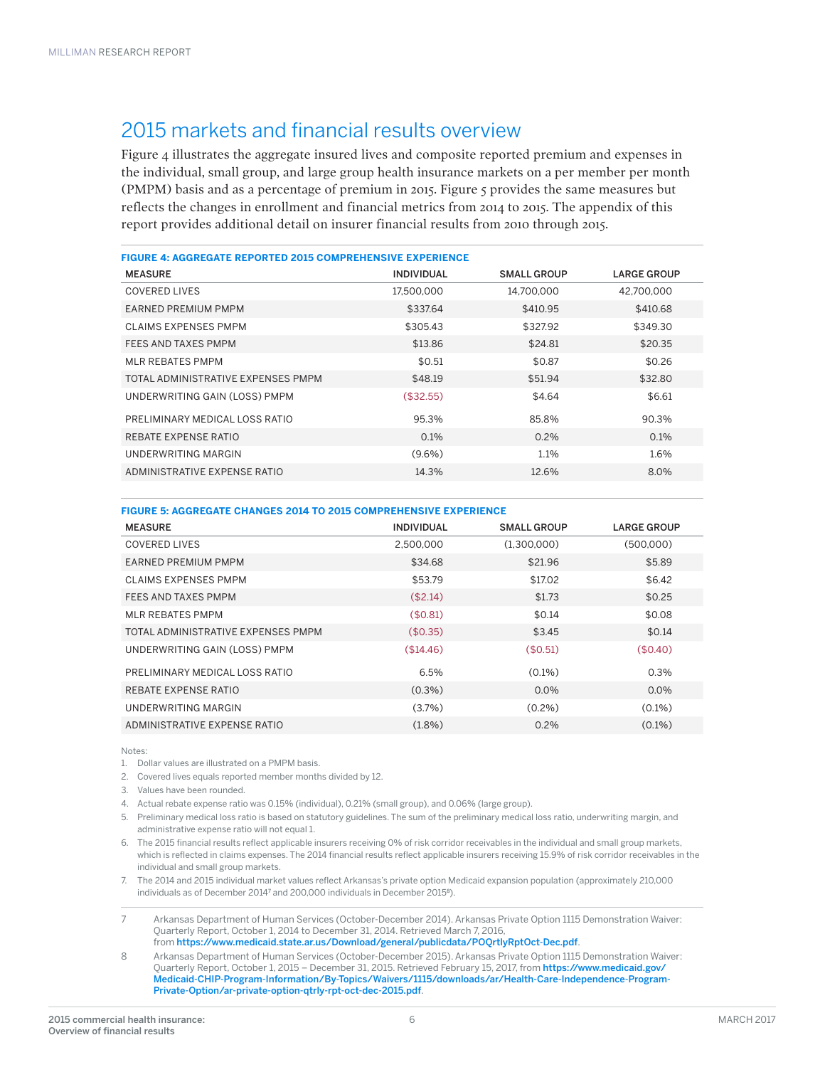## 2015 markets and financial results overview

Figure 4 illustrates the aggregate insured lives and composite reported premium and expenses in the individual, small group, and large group health insurance markets on a per member per month (PMPM) basis and as a percentage of premium in 2015. Figure 5 provides the same measures but reflects the changes in enrollment and financial metrics from 2014 to 2015. The appendix of this report provides additional detail on insurer financial results from 2010 through 2015.

**FIGURE 4: AGGREGATE REPORTED 2015 COMPREHENSIVE EXPERIENCE**

| MEASURE | INDIVIDUAL | SMALL GROUP | LARGE GROUP |
|---|---|---|---|
| COVERED LIVES | 17,500,000 | 14,700,000 | 42,700,000 |
| EARNED PREMIUM PMPM | $337.64 | $410.95 | $410.68 |
| CLAIMS EXPENSES PMPM | $305.43 | $327.92 | $349.30 |
| FEES AND TAXES PMPM | $13.86 | $24.81 | $20.35 |
| MLR REBATES PMPM | $0.51 | $0.87 | $0.26 |
| TOTAL ADMINISTRATIVE EXPENSES PMPM | $48.19 | $51.94 | $32.80 |
| UNDERWRITING GAIN (LOSS) PMPM | ($32.55) | $4.64 | $6.61 |
| PRELIMINARY MEDICAL LOSS RATIO | 95.3% | 85.8% | 90.3% |
| REBATE EXPENSE RATIO | 0.1% | 0.2% | 0.1% |
| UNDERWRITING MARGIN | (9.6%) | 1.1% | 1.6% |
| ADMINISTRATIVE EXPENSE RATIO | 14.3% | 12.6% | 8.0% |

**FIGURE 5: AGGREGATE CHANGES 2014 TO 2015 COMPREHENSIVE EXPERIENCE**

| MEASURE | INDIVIDUAL | SMALL GROUP | LARGE GROUP |
|---|---|---|---|
| COVERED LIVES | 2,500,000 | (1,300,000) | (500,000) |
| EARNED PREMIUM PMPM | $34.68 | $21.96 | $5.89 |
| CLAIMS EXPENSES PMPM | $53.79 | $17.02 | $6.42 |
| FEES AND TAXES PMPM | ($2.14) | $1.73 | $0.25 |
| MLR REBATES PMPM | ($0.81) | $0.14 | $0.08 |
| TOTAL ADMINISTRATIVE EXPENSES PMPM | ($0.35) | $3.45 | $0.14 |
| UNDERWRITING GAIN (LOSS) PMPM | ($14.46) | ($0.51) | ($0.40) |
| PRELIMINARY MEDICAL LOSS RATIO | 6.5% | (0.1%) | 0.3% |
| REBATE EXPENSE RATIO | (0.3%) | 0.0% | 0.0% |
| UNDERWRITING MARGIN | (3.7%) | (0.2%) | (0.1%) |
| ADMINISTRATIVE EXPENSE RATIO | (1.8%) | 0.2% | (0.1%) |

Notes:

1. Dollar values are illustrated on a PMPM basis.
2. Covered lives equals reported member months divided by 12.
3. Values have been rounded.
4. Actual rebate expense ratio was 0.15% (individual), 0.21% (small group), and 0.06% (large group).
5. Preliminary medical loss ratio is based on statutory guidelines. The sum of the preliminary medical loss ratio, underwriting margin, and administrative expense ratio will not equal 1.
6. The 2015 financial results reflect applicable insurers receiving 0% of risk corridor receivables in the individual and small group markets, which is reflected in claims expenses. The 2014 financial results reflect applicable insurers receiving 15.9% of risk corridor receivables in the individual and small group markets.
7. The 2014 and 2015 individual market values reflect Arkansas's private option Medicaid expansion population (approximately 210,000 individuals as of December 2014[7] and 200,000 individuals in December 2015[8]).

7 Arkansas Department of Human Services (October-December 2014). Arkansas Private Option 1115 Demonstration Waiver: Quarterly Report, October 1, 2014 to December 31, 2014. Retrieved March 7, 2016, from **https://www.medicaid.state.ar.us/Download/general/publicdata/POQrtlyRptOct-Dec.pdf**.

8 Arkansas Department of Human Services (October-December 2015). Arkansas Private Option 1115 Demonstration Waiver: Quarterly Report, October 1, 2015 – December 31, 2015. Retrieved February 15, 2017, from **https://www.medicaid.gov/Medicaid-CHIP-Program-Information/By-Topics/Waivers/1115/downloads/ar/Health-Care-Independence-Program-Private-Option/ar-private-option-qtrly-rpt-oct-dec-2015.pdf**.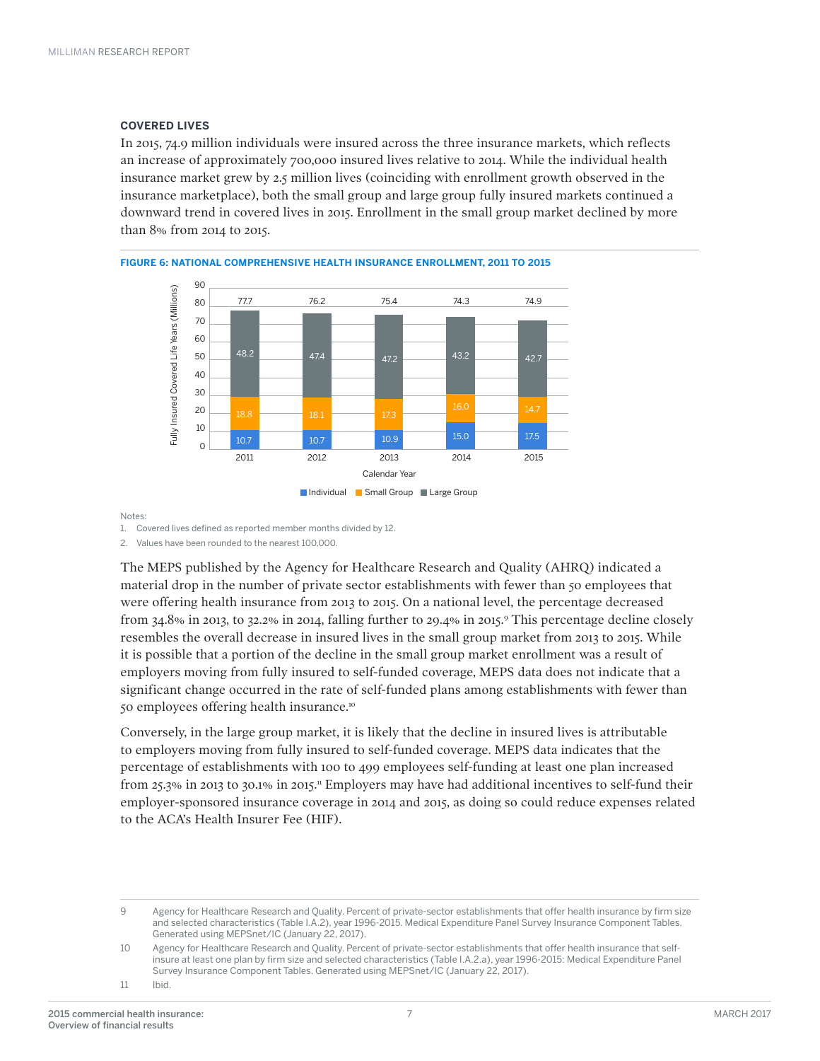### COVERED LIVES

In 2015, 74.9 million individuals were insured across the three insurance markets, which reflects an increase of approximately 700,000 insured lives relative to 2014. While the individual health insurance market grew by 2.5 million lives (coinciding with enrollment growth observed in the insurance marketplace), both the small group and large group fully insured markets continued a downward trend in covered lives in 2015. Enrollment in the small group market declined by more than 8% from 2014 to 2015.

**FIGURE 6: NATIONAL COMPREHENSIVE HEALTH INSURANCE ENROLLMENT, 2011 TO 2015**

Fully Insured Covered Life Years (Millions)

| Calendar Year | Individual | Small Group | Large Group | Total |
|---|---|---|---|---|
| 2011 | 10.7 | 18.8 | 48.2 | 77.7 |
| 2012 | 10.7 | 18.1 | 47.4 | 76.2 |
| 2013 | 10.9 | 17.3 | 47.2 | 75.4 |
| 2014 | 15.0 | 16.0 | 43.2 | 74.3 |
| 2015 | 17.5 | 14.7 | 42.7 | 74.9 |

Notes:

1. Covered lives defined as reported member months divided by 12.
2. Values have been rounded to the nearest 100,000.

The MEPS published by the Agency for Healthcare Research and Quality (AHRQ) indicated a material drop in the number of private sector establishments with fewer than 50 employees that were offering health insurance from 2013 to 2015. On a national level, the percentage decreased from 34.8% in 2013, to 32.2% in 2014, falling further to 29.4% in 2015.[9] This percentage decline closely resembles the overall decrease in insured lives in the small group market from 2013 to 2015. While it is possible that a portion of the decline in the small group market enrollment was a result of employers moving from fully insured to self-funded coverage, MEPS data does not indicate that a significant change occurred in the rate of self-funded plans among establishments with fewer than 50 employees offering health insurance.[10]

Conversely, in the large group market, it is likely that the decline in insured lives is attributable to employers moving from fully insured to self-funded coverage. MEPS data indicates that the percentage of establishments with 100 to 499 employees self-funding at least one plan increased from 25.3% in 2013 to 30.1% in 2015.[11] Employers may have had additional incentives to self-fund their employer-sponsored insurance coverage in 2014 and 2015, as doing so could reduce expenses related to the ACA's Health Insurer Fee (HIF).

---

9 Agency for Healthcare Research and Quality. Percent of private-sector establishments that offer health insurance by firm size and selected characteristics (Table I.A.2), year 1996-2015. Medical Expenditure Panel Survey Insurance Component Tables. Generated using MEPSnet/IC (January 22, 2017).

10 Agency for Healthcare Research and Quality. Percent of private-sector establishments that offer health insurance that self-insure at least one plan by firm size and selected characteristics (Table I.A.2.a), year 1996-2015: Medical Expenditure Panel Survey Insurance Component Tables. Generated using MEPSnet/IC (January 22, 2017).

11 Ibid.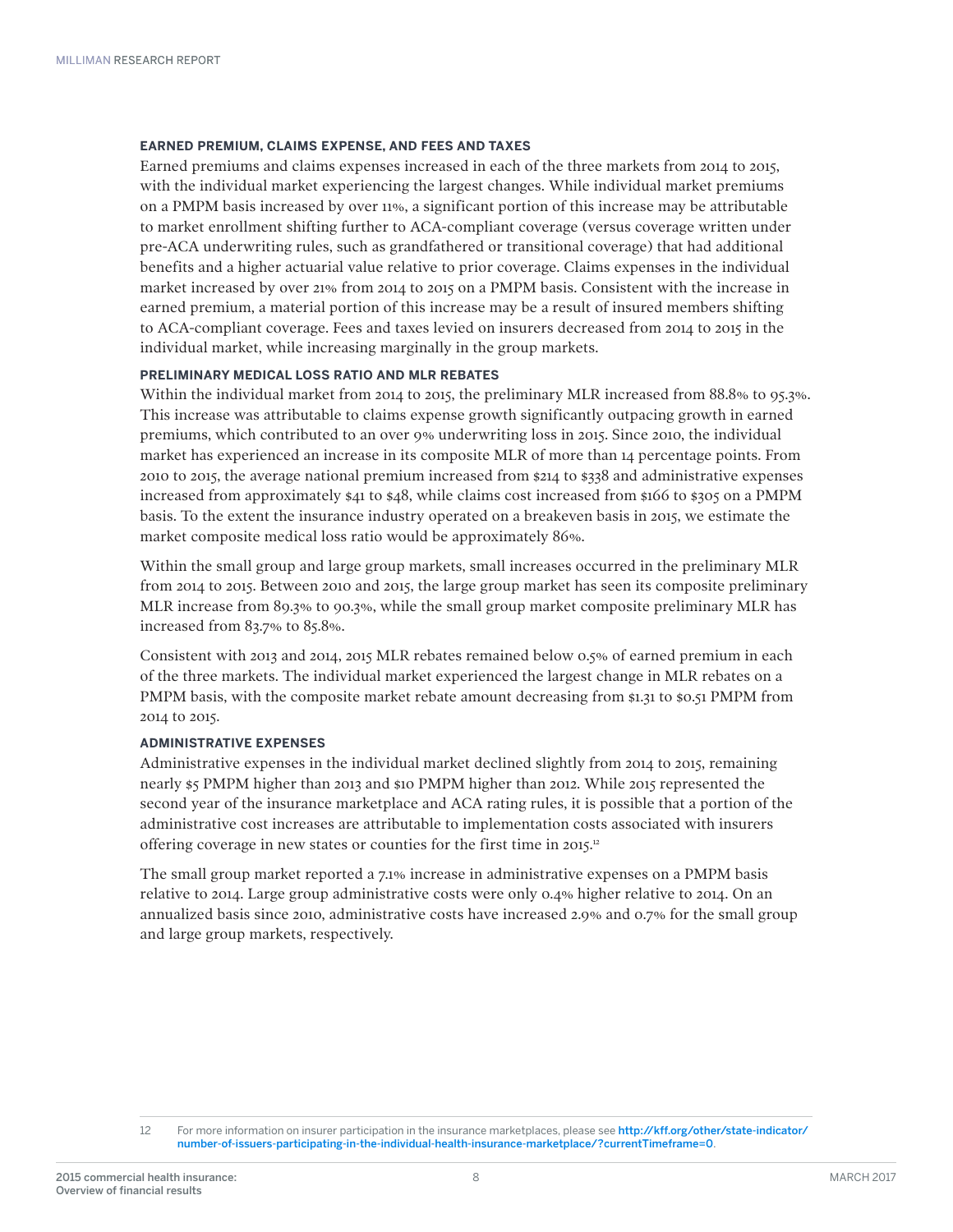### EARNED PREMIUM, CLAIMS EXPENSE, AND FEES AND TAXES

Earned premiums and claims expenses increased in each of the three markets from 2014 to 2015, with the individual market experiencing the largest changes. While individual market premiums on a PMPM basis increased by over 11%, a significant portion of this increase may be attributable to market enrollment shifting further to ACA-compliant coverage (versus coverage written under pre-ACA underwriting rules, such as grandfathered or transitional coverage) that had additional benefits and a higher actuarial value relative to prior coverage. Claims expenses in the individual market increased by over 21% from 2014 to 2015 on a PMPM basis. Consistent with the increase in earned premium, a material portion of this increase may be a result of insured members shifting to ACA-compliant coverage. Fees and taxes levied on insurers decreased from 2014 to 2015 in the individual market, while increasing marginally in the group markets.

### PRELIMINARY MEDICAL LOSS RATIO AND MLR REBATES

Within the individual market from 2014 to 2015, the preliminary MLR increased from 88.8% to 95.3%. This increase was attributable to claims expense growth significantly outpacing growth in earned premiums, which contributed to an over 9% underwriting loss in 2015. Since 2010, the individual market has experienced an increase in its composite MLR of more than 14 percentage points. From 2010 to 2015, the average national premium increased from $214 to $338 and administrative expenses increased from approximately $41 to $48, while claims cost increased from $166 to $305 on a PMPM basis. To the extent the insurance industry operated on a breakeven basis in 2015, we estimate the market composite medical loss ratio would be approximately 86%.

Within the small group and large group markets, small increases occurred in the preliminary MLR from 2014 to 2015. Between 2010 and 2015, the large group market has seen its composite preliminary MLR increase from 89.3% to 90.3%, while the small group market composite preliminary MLR has increased from 83.7% to 85.8%.

Consistent with 2013 and 2014, 2015 MLR rebates remained below 0.5% of earned premium in each of the three markets. The individual market experienced the largest change in MLR rebates on a PMPM basis, with the composite market rebate amount decreasing from $1.31 to $0.51 PMPM from 2014 to 2015.

### ADMINISTRATIVE EXPENSES

Administrative expenses in the individual market declined slightly from 2014 to 2015, remaining nearly $5 PMPM higher than 2013 and $10 PMPM higher than 2012. While 2015 represented the second year of the insurance marketplace and ACA rating rules, it is possible that a portion of the administrative cost increases are attributable to implementation costs associated with insurers offering coverage in new states or counties for the first time in 2015.[12]

The small group market reported a 7.1% increase in administrative expenses on a PMPM basis relative to 2014. Large group administrative costs were only 0.4% higher relative to 2014. On an annualized basis since 2010, administrative costs have increased 2.9% and 0.7% for the small group and large group markets, respectively.

---

12 For more information on insurer participation in the insurance marketplaces, please see http://kff.org/other/state-indicator/number-of-issuers-participating-in-the-individual-health-insurance-marketplace/?currentTimeframe=0.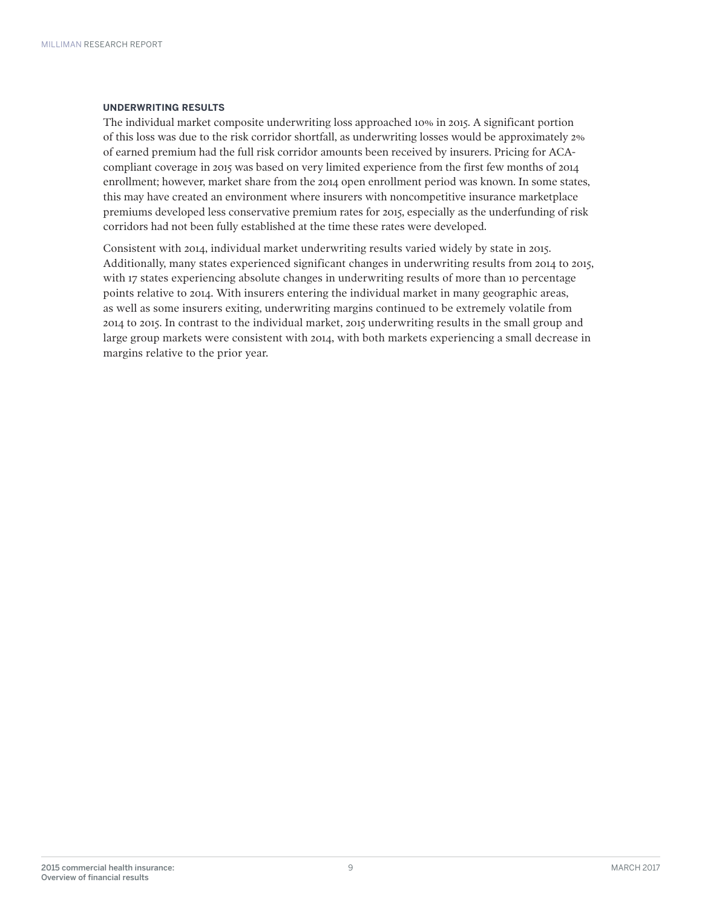### UNDERWRITING RESULTS

The individual market composite underwriting loss approached 10% in 2015. A significant portion of this loss was due to the risk corridor shortfall, as underwriting losses would be approximately 2% of earned premium had the full risk corridor amounts been received by insurers. Pricing for ACA-compliant coverage in 2015 was based on very limited experience from the first few months of 2014 enrollment; however, market share from the 2014 open enrollment period was known. In some states, this may have created an environment where insurers with noncompetitive insurance marketplace premiums developed less conservative premium rates for 2015, especially as the underfunding of risk corridors had not been fully established at the time these rates were developed.

Consistent with 2014, individual market underwriting results varied widely by state in 2015. Additionally, many states experienced significant changes in underwriting results from 2014 to 2015, with 17 states experiencing absolute changes in underwriting results of more than 10 percentage points relative to 2014. With insurers entering the individual market in many geographic areas, as well as some insurers exiting, underwriting margins continued to be extremely volatile from 2014 to 2015. In contrast to the individual market, 2015 underwriting results in the small group and large group markets were consistent with 2014, with both markets experiencing a small decrease in margins relative to the prior year.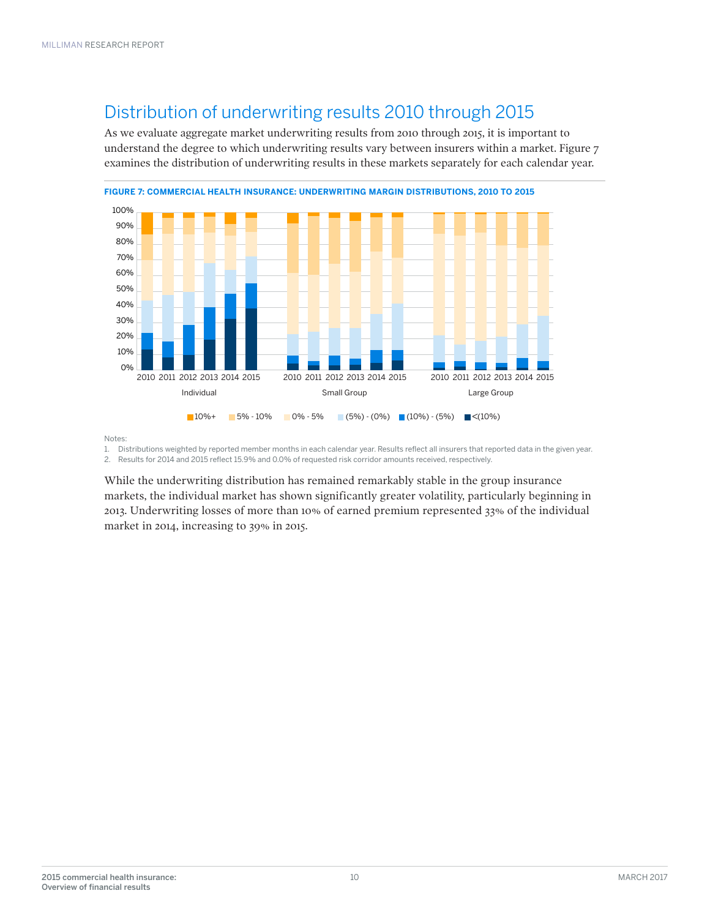## Distribution of underwriting results 2010 through 2015

As we evaluate aggregate market underwriting results from 2010 through 2015, it is important to understand the degree to which underwriting results vary between insurers within a market. Figure 7 examines the distribution of underwriting results in these markets separately for each calendar year.

**FIGURE 7: COMMERCIAL HEALTH INSURANCE: UNDERWRITING MARGIN DISTRIBUTIONS, 2010 TO 2015**

Notes:

1. Distributions weighted by reported member months in each calendar year. Results reflect all insurers that reported data in the given year.
2. Results for 2014 and 2015 reflect 15.9% and 0.0% of requested risk corridor amounts received, respectively.

While the underwriting distribution has remained remarkably stable in the group insurance markets, the individual market has shown significantly greater volatility, particularly beginning in 2013. Underwriting losses of more than 10% of earned premium represented 33% of the individual market in 2014, increasing to 39% in 2015.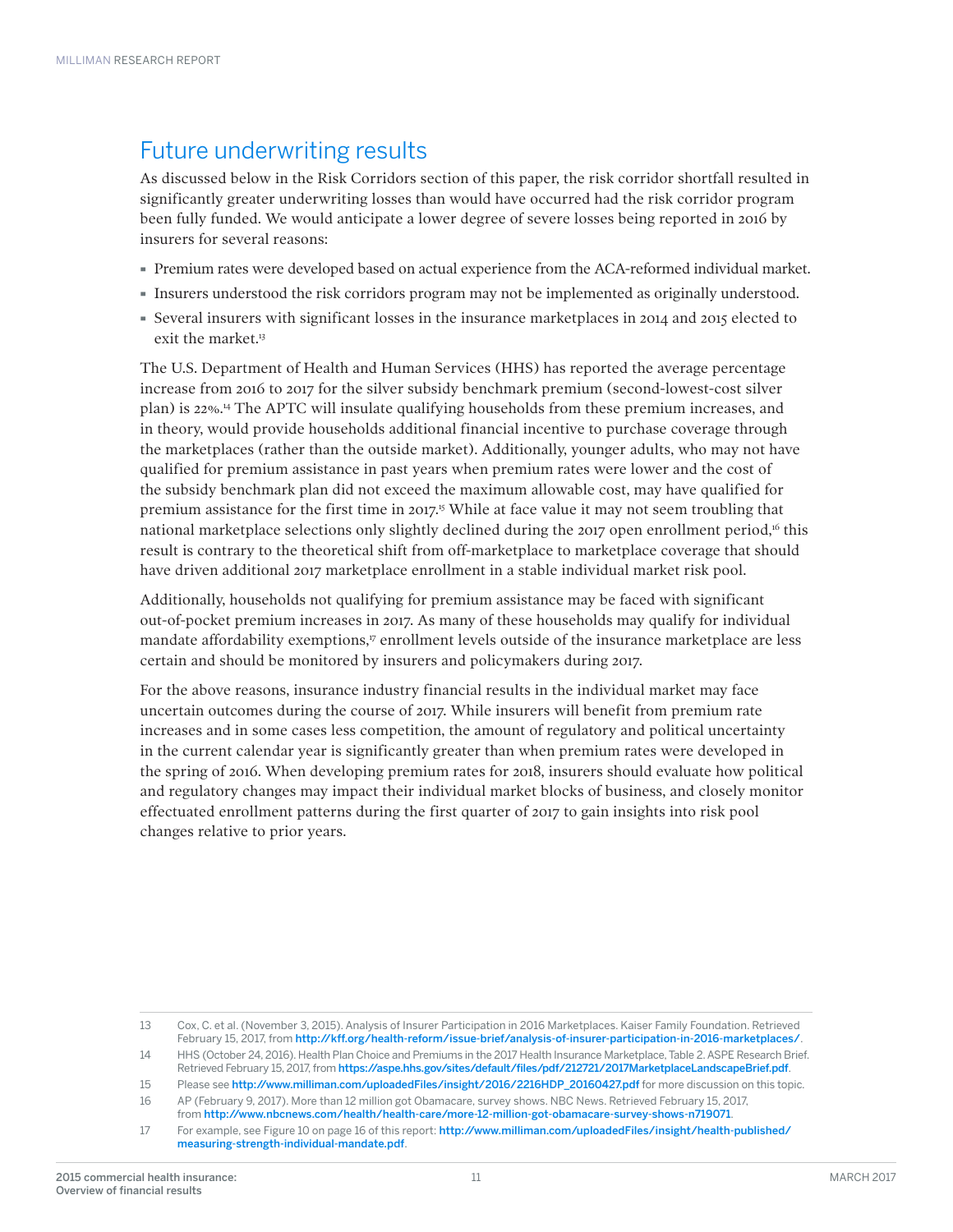## Future underwriting results

As discussed below in the Risk Corridors section of this paper, the risk corridor shortfall resulted in significantly greater underwriting losses than would have occurred had the risk corridor program been fully funded. We would anticipate a lower degree of severe losses being reported in 2016 by insurers for several reasons:

- Premium rates were developed based on actual experience from the ACA-reformed individual market.
- Insurers understood the risk corridors program may not be implemented as originally understood.
- Several insurers with significant losses in the insurance marketplaces in 2014 and 2015 elected to exit the market.[13]

The U.S. Department of Health and Human Services (HHS) has reported the average percentage increase from 2016 to 2017 for the silver subsidy benchmark premium (second-lowest-cost silver plan) is 22%.[14] The APTC will insulate qualifying households from these premium increases, and in theory, would provide households additional financial incentive to purchase coverage through the marketplaces (rather than the outside market). Additionally, younger adults, who may not have qualified for premium assistance in past years when premium rates were lower and the cost of the subsidy benchmark plan did not exceed the maximum allowable cost, may have qualified for premium assistance for the first time in 2017.[15] While at face value it may not seem troubling that national marketplace selections only slightly declined during the 2017 open enrollment period,[16] this result is contrary to the theoretical shift from off-marketplace to marketplace coverage that should have driven additional 2017 marketplace enrollment in a stable individual market risk pool.

Additionally, households not qualifying for premium assistance may be faced with significant out-of-pocket premium increases in 2017. As many of these households may qualify for individual mandate affordability exemptions,[17] enrollment levels outside of the insurance marketplace are less certain and should be monitored by insurers and policymakers during 2017.

For the above reasons, insurance industry financial results in the individual market may face uncertain outcomes during the course of 2017. While insurers will benefit from premium rate increases and in some cases less competition, the amount of regulatory and political uncertainty in the current calendar year is significantly greater than when premium rates were developed in the spring of 2016. When developing premium rates for 2018, insurers should evaluate how political and regulatory changes may impact their individual market blocks of business, and closely monitor effectuated enrollment patterns during the first quarter of 2017 to gain insights into risk pool changes relative to prior years.

---

13 Cox, C. et al. (November 3, 2015). Analysis of Insurer Participation in 2016 Marketplaces. Kaiser Family Foundation. Retrieved February 15, 2017, from http://kff.org/health-reform/issue-brief/analysis-of-insurer-participation-in-2016-marketplaces/.

14 HHS (October 24, 2016). Health Plan Choice and Premiums in the 2017 Health Insurance Marketplace, Table 2. ASPE Research Brief. Retrieved February 15, 2017, from https://aspe.hhs.gov/sites/default/files/pdf/212721/2017MarketplaceLandscapeBrief.pdf.

15 Please see http://www.milliman.com/uploadedFiles/insight/2016/2216HDP_20160427.pdf for more discussion on this topic.

16 AP (February 9, 2017). More than 12 million got Obamacare, survey shows. NBC News. Retrieved February 15, 2017, from http://www.nbcnews.com/health/health-care/more-12-million-got-obamacare-survey-shows-n719071.

17 For example, see Figure 10 on page 16 of this report: http://www.milliman.com/uploadedFiles/insight/health-published/measuring-strength-individual-mandate.pdf.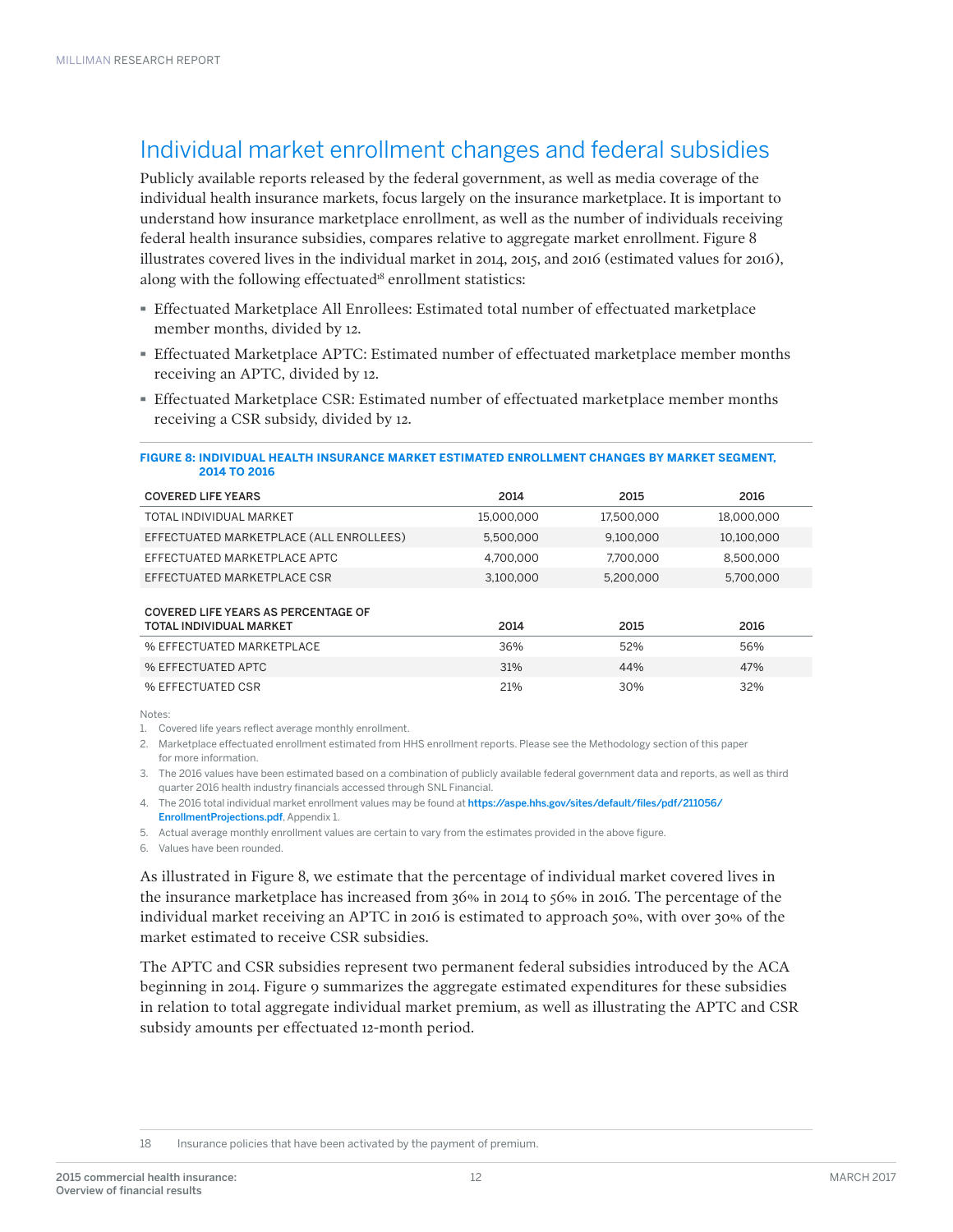## Individual market enrollment changes and federal subsidies

Publicly available reports released by the federal government, as well as media coverage of the individual health insurance markets, focus largely on the insurance marketplace. It is important to understand how insurance marketplace enrollment, as well as the number of individuals receiving federal health insurance subsidies, compares relative to aggregate market enrollment. Figure 8 illustrates covered lives in the individual market in 2014, 2015, and 2016 (estimated values for 2016), along with the following effectuated[18] enrollment statistics:

- Effectuated Marketplace All Enrollees: Estimated total number of effectuated marketplace member months, divided by 12.
- Effectuated Marketplace APTC: Estimated number of effectuated marketplace member months receiving an APTC, divided by 12.
- Effectuated Marketplace CSR: Estimated number of effectuated marketplace member months receiving a CSR subsidy, divided by 12.

**FIGURE 8: INDIVIDUAL HEALTH INSURANCE MARKET ESTIMATED ENROLLMENT CHANGES BY MARKET SEGMENT, 2014 TO 2016**

| COVERED LIFE YEARS | 2014 | 2015 | 2016 |
|---|---|---|---|
| TOTAL INDIVIDUAL MARKET | 15,000,000 | 17,500,000 | 18,000,000 |
| EFFECTUATED MARKETPLACE (ALL ENROLLEES) | 5,500,000 | 9,100,000 | 10,100,000 |
| EFFECTUATED MARKETPLACE APTC | 4,700,000 | 7,700,000 | 8,500,000 |
| EFFECTUATED MARKETPLACE CSR | 3,100,000 | 5,200,000 | 5,700,000 |
| **COVERED LIFE YEARS AS PERCENTAGE OF TOTAL INDIVIDUAL MARKET** | **2014** | **2015** | **2016** |
| % EFFECTUATED MARKETPLACE | 36% | 52% | 56% |
| % EFFECTUATED APTC | 31% | 44% | 47% |
| % EFFECTUATED CSR | 21% | 30% | 32% |

Notes:

1. Covered life years reflect average monthly enrollment.
2. Marketplace effectuated enrollment estimated from HHS enrollment reports. Please see the Methodology section of this paper for more information.
3. The 2016 values have been estimated based on a combination of publicly available federal government data and reports, as well as third quarter 2016 health industry financials accessed through SNL Financial.
4. The 2016 total individual market enrollment values may be found at **https://aspe.hhs.gov/sites/default/files/pdf/211056/EnrollmentProjections.pdf**, Appendix 1.
5. Actual average monthly enrollment values are certain to vary from the estimates provided in the above figure.
6. Values have been rounded.

As illustrated in Figure 8, we estimate that the percentage of individual market covered lives in the insurance marketplace has increased from 36% in 2014 to 56% in 2016. The percentage of the individual market receiving an APTC in 2016 is estimated to approach 50%, with over 30% of the market estimated to receive CSR subsidies.

The APTC and CSR subsidies represent two permanent federal subsidies introduced by the ACA beginning in 2014. Figure 9 summarizes the aggregate estimated expenditures for these subsidies in relation to total aggregate individual market premium, as well as illustrating the APTC and CSR subsidy amounts per effectuated 12-month period.

---

18 Insurance policies that have been activated by the payment of premium.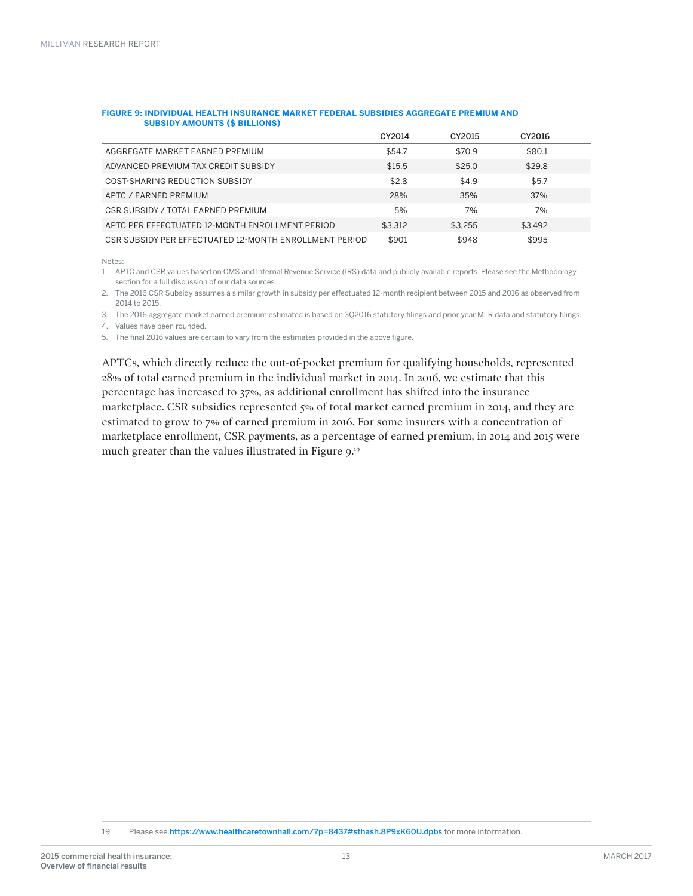**FIGURE 9: INDIVIDUAL HEALTH INSURANCE MARKET FEDERAL SUBSIDIES AGGREGATE PREMIUM AND SUBSIDY AMOUNTS ($ BILLIONS)**

| | CY2014 | CY2015 | CY2016 |
|---|---|---|---|
| AGGREGATE MARKET EARNED PREMIUM | $54.7 | $70.9 | $80.1 |
| ADVANCED PREMIUM TAX CREDIT SUBSIDY | $15.5 | $25.0 | $29.8 |
| COST-SHARING REDUCTION SUBSIDY | $2.8 | $4.9 | $5.7 |
| APTC / EARNED PREMIUM | 28% | 35% | 37% |
| CSR SUBSIDY / TOTAL EARNED PREMIUM | 5% | 7% | 7% |
| APTC PER EFFECTUATED 12-MONTH ENROLLMENT PERIOD | $3,312 | $3,255 | $3,492 |
| CSR SUBSIDY PER EFFECTUATED 12-MONTH ENROLLMENT PERIOD | $901 | $948 | $995 |

Notes:

1. APTC and CSR values based on CMS and Internal Revenue Service (IRS) data and publicly available reports. Please see the Methodology section for a full discussion of our data sources.
2. The 2016 CSR Subsidy assumes a similar growth in subsidy per effectuated 12-month recipient between 2015 and 2016 as observed from 2014 to 2015.
3. The 2016 aggregate market earned premium estimated is based on 3Q2016 statutory filings and prior year MLR data and statutory filings.
4. Values have been rounded.
5. The final 2016 values are certain to vary from the estimates provided in the above figure.

APTCs, which directly reduce the out-of-pocket premium for qualifying households, represented 28% of total earned premium in the individual market in 2014. In 2016, we estimate that this percentage has increased to 37%, as additional enrollment has shifted into the insurance marketplace. CSR subsidies represented 5% of total market earned premium in 2014, and they are estimated to grow to 7% of earned premium in 2016. For some insurers with a concentration of marketplace enrollment, CSR payments, as a percentage of earned premium, in 2014 and 2015 were much greater than the values illustrated in Figure 9.[19]

[19] Please see https://www.healthcaretownhall.com/?p=8437#sthash.8P9xK60U.dpbs for more information.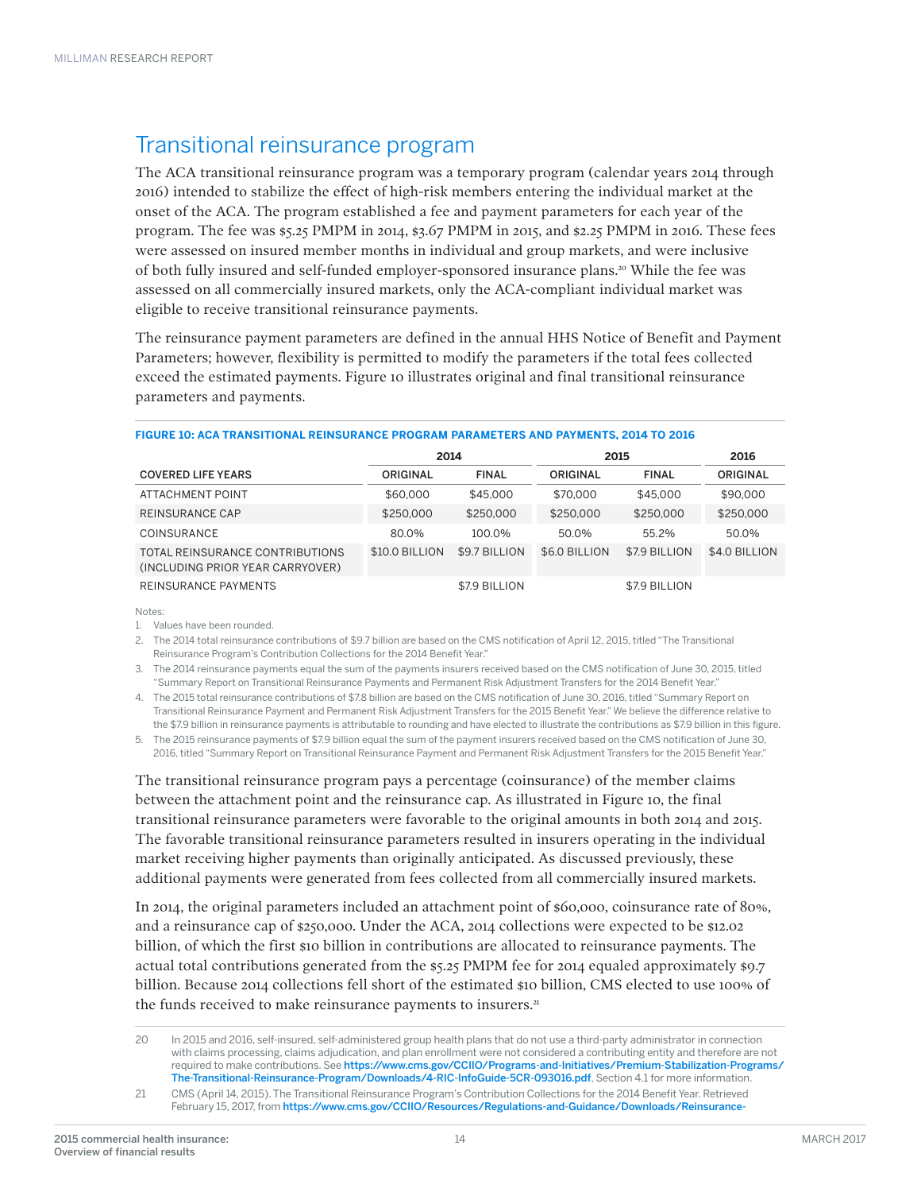## Transitional reinsurance program

The ACA transitional reinsurance program was a temporary program (calendar years 2014 through 2016) intended to stabilize the effect of high-risk members entering the individual market at the onset of the ACA. The program established a fee and payment parameters for each year of the program. The fee was $5.25 PMPM in 2014, $3.67 PMPM in 2015, and $2.25 PMPM in 2016. These fees were assessed on insured member months in individual and group markets, and were inclusive of both fully insured and self-funded employer-sponsored insurance plans.[20] While the fee was assessed on all commercially insured markets, only the ACA-compliant individual market was eligible to receive transitional reinsurance payments.

The reinsurance payment parameters are defined in the annual HHS Notice of Benefit and Payment Parameters; however, flexibility is permitted to modify the parameters if the total fees collected exceed the estimated payments. Figure 10 illustrates original and final transitional reinsurance parameters and payments.

**FIGURE 10: ACA TRANSITIONAL REINSURANCE PROGRAM PARAMETERS AND PAYMENTS, 2014 TO 2016**

| | 2014 | | 2015 | | 2016 |
|---|---|---|---|---|---|
| COVERED LIFE YEARS | ORIGINAL | FINAL | ORIGINAL | FINAL | ORIGINAL |
| ATTACHMENT POINT | $60,000 | $45,000 | $70,000 | $45,000 | $90,000 |
| REINSURANCE CAP | $250,000 | $250,000 | $250,000 | $250,000 | $250,000 |
| COINSURANCE | 80.0% | 100.0% | 50.0% | 55.2% | 50.0% |
| TOTAL REINSURANCE CONTRIBUTIONS (INCLUDING PRIOR YEAR CARRYOVER) | $10.0 BILLION | $9.7 BILLION | $6.0 BILLION | $7.9 BILLION | $4.0 BILLION |
| REINSURANCE PAYMENTS | | $7.9 BILLION | | $7.9 BILLION | |

Notes:

1. Values have been rounded.
2. The 2014 total reinsurance contributions of $9.7 billion are based on the CMS notification of April 12, 2015, titled "The Transitional Reinsurance Program's Contribution Collections for the 2014 Benefit Year."
3. The 2014 reinsurance payments equal the sum of the payments insurers received based on the CMS notification of June 30, 2015, titled "Summary Report on Transitional Reinsurance Payments and Permanent Risk Adjustment Transfers for the 2014 Benefit Year."
4. The 2015 total reinsurance contributions of $7.8 billion are based on the CMS notification of June 30, 2016, titled "Summary Report on Transitional Reinsurance Payment and Permanent Risk Adjustment Transfers for the 2015 Benefit Year." We believe the difference relative to the $7.9 billion in reinsurance payments is attributable to rounding and have elected to illustrate the contributions as $7.9 billion in this figure.
5. The 2015 reinsurance payments of $7.9 billion equal the sum of the payment insurers received based on the CMS notification of June 30, 2016, titled "Summary Report on Transitional Reinsurance Payment and Permanent Risk Adjustment Transfers for the 2015 Benefit Year."

The transitional reinsurance program pays a percentage (coinsurance) of the member claims between the attachment point and the reinsurance cap. As illustrated in Figure 10, the final transitional reinsurance parameters were favorable to the original amounts in both 2014 and 2015. The favorable transitional reinsurance parameters resulted in insurers operating in the individual market receiving higher payments than originally anticipated. As discussed previously, these additional payments were generated from fees collected from all commercially insured markets.

In 2014, the original parameters included an attachment point of $60,000, coinsurance rate of 80%, and a reinsurance cap of $250,000. Under the ACA, 2014 collections were expected to be $12.02 billion, of which the first $10 billion in contributions are allocated to reinsurance payments. The actual total contributions generated from the $5.25 PMPM fee for 2014 equaled approximately $9.7 billion. Because 2014 collections fell short of the estimated $10 billion, CMS elected to use 100% of the funds received to make reinsurance payments to insurers.[21]

---

20 In 2015 and 2016, self-insured, self-administered group health plans that do not use a third-party administrator in connection with claims processing, claims adjudication, and plan enrollment were not considered a contributing entity and therefore are not required to make contributions. See https://www.cms.gov/CCIIO/Programs-and-Initiatives/Premium-Stabilization-Programs/The-Transitional-Reinsurance-Program/Downloads/4-RIC-InfoGuide-5CR-093016.pdf, Section 4.1 for more information.

21 CMS (April 14, 2015). The Transitional Reinsurance Program's Contribution Collections for the 2014 Benefit Year. Retrieved February 15, 2017, from https://www.cms.gov/CCIIO/Resources/Regulations-and-Guidance/Downloads/Reinsurance-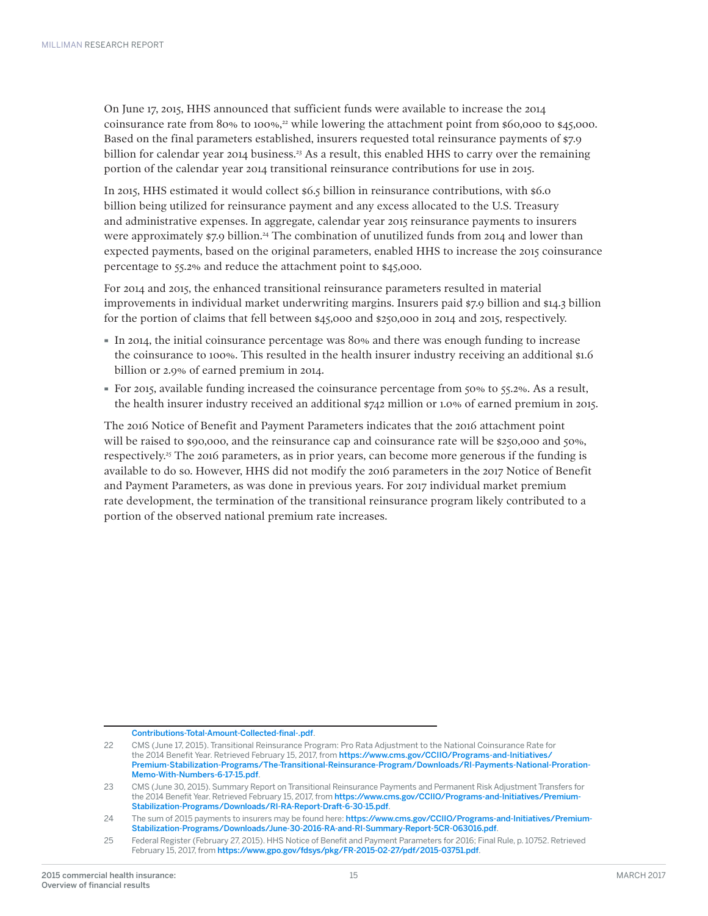On June 17, 2015, HHS announced that sufficient funds were available to increase the 2014 coinsurance rate from 80% to 100%,[22] while lowering the attachment point from $60,000 to $45,000. Based on the final parameters established, insurers requested total reinsurance payments of $7.9 billion for calendar year 2014 business.[23] As a result, this enabled HHS to carry over the remaining portion of the calendar year 2014 transitional reinsurance contributions for use in 2015.

In 2015, HHS estimated it would collect $6.5 billion in reinsurance contributions, with $6.0 billion being utilized for reinsurance payment and any excess allocated to the U.S. Treasury and administrative expenses. In aggregate, calendar year 2015 reinsurance payments to insurers were approximately $7.9 billion.[24] The combination of unutilized funds from 2014 and lower than expected payments, based on the original parameters, enabled HHS to increase the 2015 coinsurance percentage to 55.2% and reduce the attachment point to $45,000.

For 2014 and 2015, the enhanced transitional reinsurance parameters resulted in material improvements in individual market underwriting margins. Insurers paid $7.9 billion and $14.3 billion for the portion of claims that fell between $45,000 and $250,000 in 2014 and 2015, respectively.

- In 2014, the initial coinsurance percentage was 80% and there was enough funding to increase the coinsurance to 100%. This resulted in the health insurer industry receiving an additional $1.6 billion or 2.9% of earned premium in 2014.
- For 2015, available funding increased the coinsurance percentage from 50% to 55.2%. As a result, the health insurer industry received an additional $742 million or 1.0% of earned premium in 2015.

The 2016 Notice of Benefit and Payment Parameters indicates that the 2016 attachment point will be raised to $90,000, and the reinsurance cap and coinsurance rate will be $250,000 and 50%, respectively.[25] The 2016 parameters, as in prior years, can become more generous if the funding is available to do so. However, HHS did not modify the 2016 parameters in the 2017 Notice of Benefit and Payment Parameters, as was done in previous years. For 2017 individual market premium rate development, the termination of the transitional reinsurance program likely contributed to a portion of the observed national premium rate increases.

---

Contributions-Total-Amount-Collected-final-.pdf.

22 CMS (June 17, 2015). Transitional Reinsurance Program: Pro Rata Adjustment to the National Coinsurance Rate for the 2014 Benefit Year. Retrieved February 15, 2017, from https://www.cms.gov/CCIIO/Programs-and-Initiatives/Premium-Stabilization-Programs/The-Transitional-Reinsurance-Program/Downloads/RI-Payments-National-Proration-Memo-With-Numbers-6-17-15.pdf.

23 CMS (June 30, 2015). Summary Report on Transitional Reinsurance Payments and Permanent Risk Adjustment Transfers for the 2014 Benefit Year. Retrieved February 15, 2017, from https://www.cms.gov/CCIIO/Programs-and-Initiatives/Premium-Stabilization-Programs/Downloads/RI-RA-Report-Draft-6-30-15.pdf.

24 The sum of 2015 payments to insurers may be found here: https://www.cms.gov/CCIIO/Programs-and-Initiatives/Premium-Stabilization-Programs/Downloads/June-30-2016-RA-and-RI-Summary-Report-5CR-063016.pdf.

25 Federal Register (February 27, 2015). HHS Notice of Benefit and Payment Parameters for 2016; Final Rule, p. 10752. Retrieved February 15, 2017, from https://www.gpo.gov/fdsys/pkg/FR-2015-02-27/pdf/2015-03751.pdf.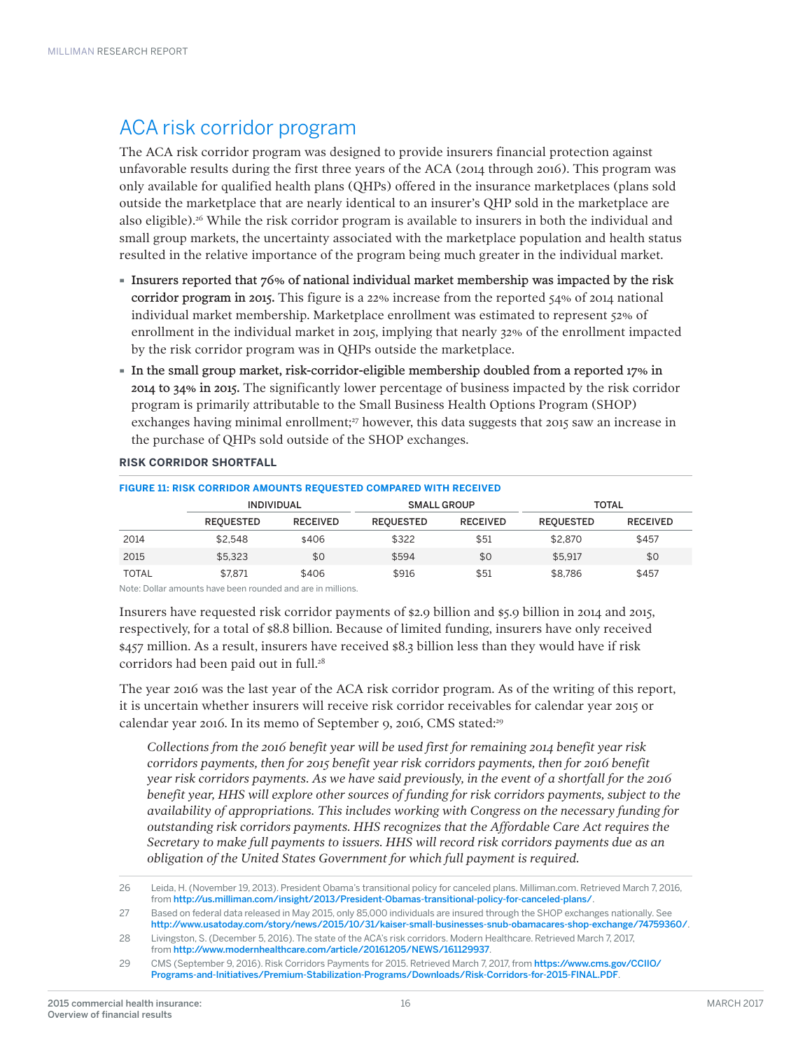## ACA risk corridor program

The ACA risk corridor program was designed to provide insurers financial protection against unfavorable results during the first three years of the ACA (2014 through 2016). This program was only available for qualified health plans (QHPs) offered in the insurance marketplaces (plans sold outside the marketplace that are nearly identical to an insurer's QHP sold in the marketplace are also eligible).[26] While the risk corridor program is available to insurers in both the individual and small group markets, the uncertainty associated with the marketplace population and health status resulted in the relative importance of the program being much greater in the individual market.

- **Insurers reported that 76% of national individual market membership was impacted by the risk corridor program in 2015.** This figure is a 22% increase from the reported 54% of 2014 national individual market membership. Marketplace enrollment was estimated to represent 52% of enrollment in the individual market in 2015, implying that nearly 32% of the enrollment impacted by the risk corridor program was in QHPs outside the marketplace.
- **In the small group market, risk-corridor-eligible membership doubled from a reported 17% in 2014 to 34% in 2015.** The significantly lower percentage of business impacted by the risk corridor program is primarily attributable to the Small Business Health Options Program (SHOP) exchanges having minimal enrollment;[27] however, this data suggests that 2015 saw an increase in the purchase of QHPs sold outside of the SHOP exchanges.

### RISK CORRIDOR SHORTFALL

**FIGURE 11: RISK CORRIDOR AMOUNTS REQUESTED COMPARED WITH RECEIVED**

| | INDIVIDUAL | | SMALL GROUP | | TOTAL | |
|---|---|---|---|---|---|---|
| | REQUESTED | RECEIVED | REQUESTED | RECEIVED | REQUESTED | RECEIVED |
| 2014 | $2,548 | $406 | $322 | $51 | $2,870 | $457 |
| 2015 | $5,323 | $0 | $594 | $0 | $5,917 | $0 |
| TOTAL | $7,871 | $406 | $916 | $51 | $8,786 | $457 |

Note: Dollar amounts have been rounded and are in millions.

Insurers have requested risk corridor payments of $2.9 billion and $5.9 billion in 2014 and 2015, respectively, for a total of $8.8 billion. Because of limited funding, insurers have only received $457 million. As a result, insurers have received $8.3 billion less than they would have if risk corridors had been paid out in full.[28]

The year 2016 was the last year of the ACA risk corridor program. As of the writing of this report, it is uncertain whether insurers will receive risk corridor receivables for calendar year 2015 or calendar year 2016. In its memo of September 9, 2016, CMS stated:[29]

> *Collections from the 2016 benefit year will be used first for remaining 2014 benefit year risk corridors payments, then for 2015 benefit year risk corridors payments, then for 2016 benefit year risk corridors payments. As we have said previously, in the event of a shortfall for the 2016 benefit year, HHS will explore other sources of funding for risk corridors payments, subject to the availability of appropriations. This includes working with Congress on the necessary funding for outstanding risk corridors payments. HHS recognizes that the Affordable Care Act requires the Secretary to make full payments to issuers. HHS will record risk corridors payments due as an obligation of the United States Government for which full payment is required.*

26 Leida, H. (November 19, 2013). President Obama's transitional policy for canceled plans. Milliman.com. Retrieved March 7, 2016, from **http://us.milliman.com/insight/2013/President-Obamas-transitional-policy-for-canceled-plans/**.

27 Based on federal data released in May 2015, only 85,000 individuals are insured through the SHOP exchanges nationally. See **http://www.usatoday.com/story/news/2015/10/31/kaiser-small-businesses-snub-obamacares-shop-exchange/74759360/**.

28 Livingston, S. (December 5, 2016). The state of the ACA's risk corridors. Modern Healthcare. Retrieved March 7, 2017, from **http://www.modernhealthcare.com/article/20161205/NEWS/161129937**.

29 CMS (September 9, 2016). Risk Corridors Payments for 2015. Retrieved March 7, 2017, from **https://www.cms.gov/CCIIO/Programs-and-Initiatives/Premium-Stabilization-Programs/Downloads/Risk-Corridors-for-2015-FINAL.PDF**.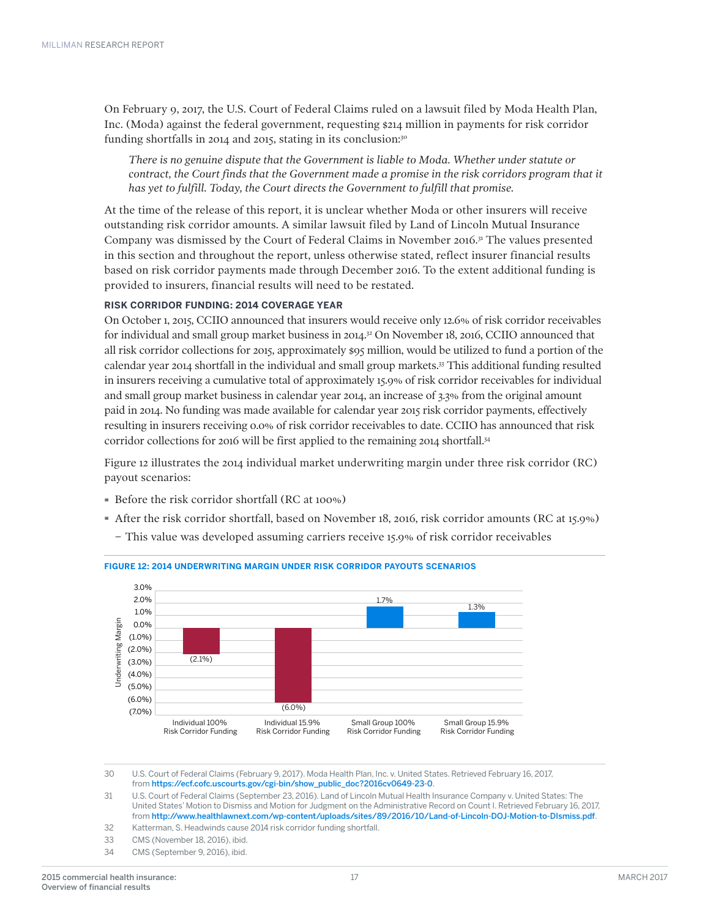On February 9, 2017, the U.S. Court of Federal Claims ruled on a lawsuit filed by Moda Health Plan, Inc. (Moda) against the federal government, requesting $214 million in payments for risk corridor funding shortfalls in 2014 and 2015, stating in its conclusion:[30]

> *There is no genuine dispute that the Government is liable to Moda. Whether under statute or contract, the Court finds that the Government made a promise in the risk corridors program that it has yet to fulfill. Today, the Court directs the Government to fulfill that promise.*

At the time of the release of this report, it is unclear whether Moda or other insurers will receive outstanding risk corridor amounts. A similar lawsuit filed by Land of Lincoln Mutual Insurance Company was dismissed by the Court of Federal Claims in November 2016.[31] The values presented in this section and throughout the report, unless otherwise stated, reflect insurer financial results based on risk corridor payments made through December 2016. To the extent additional funding is provided to insurers, financial results will need to be restated.

#### RISK CORRIDOR FUNDING: 2014 COVERAGE YEAR

On October 1, 2015, CCIIO announced that insurers would receive only 12.6% of risk corridor receivables for individual and small group market business in 2014.[32] On November 18, 2016, CCIIO announced that all risk corridor collections for 2015, approximately $95 million, would be utilized to fund a portion of the calendar year 2014 shortfall in the individual and small group markets.[33] This additional funding resulted in insurers receiving a cumulative total of approximately 15.9% of risk corridor receivables for individual and small group market business in calendar year 2014, an increase of 3.3% from the original amount paid in 2014. No funding was made available for calendar year 2015 risk corridor payments, effectively resulting in insurers receiving 0.0% of risk corridor receivables to date. CCIIO has announced that risk corridor collections for 2016 will be first applied to the remaining 2014 shortfall.[34]

Figure 12 illustrates the 2014 individual market underwriting margin under three risk corridor (RC) payout scenarios:

- Before the risk corridor shortfall (RC at 100%)
- After the risk corridor shortfall, based on November 18, 2016, risk corridor amounts (RC at 15.9%)
  - This value was developed assuming carriers receive 15.9% of risk corridor receivables

**FIGURE 12: 2014 UNDERWRITING MARGIN UNDER RISK CORRIDOR PAYOUTS SCENARIOS**

| Scenario | Underwriting Margin |
|---|---|
| Individual 100% Risk Corridor Funding | (2.1%) |
| Individual 15.9% Risk Corridor Funding | (6.0%) |
| Small Group 100% Risk Corridor Funding | 1.7% |
| Small Group 15.9% Risk Corridor Funding | 1.3% |

30 U.S. Court of Federal Claims (February 9, 2017). Moda Health Plan, Inc. v. United States. Retrieved February 16, 2017, from https://ecf.cofc.uscourts.gov/cgi-bin/show_public_doc?2016cv0649-23-0.

31 U.S. Court of Federal Claims (September 23, 2016). Land of Lincoln Mutual Health Insurance Company v. United States: The United States' Motion to Dismiss and Motion for Judgment on the Administrative Record on Count I. Retrieved February 16, 2017, from http://www.healthlawnext.com/wp-content/uploads/sites/89/2016/10/Land-of-Lincoln-DOJ-Motion-to-DIsmiss.pdf.

32 Katterman, S. Headwinds cause 2014 risk corridor funding shortfall.

33 CMS (November 18, 2016), ibid.

34 CMS (September 9, 2016), ibid.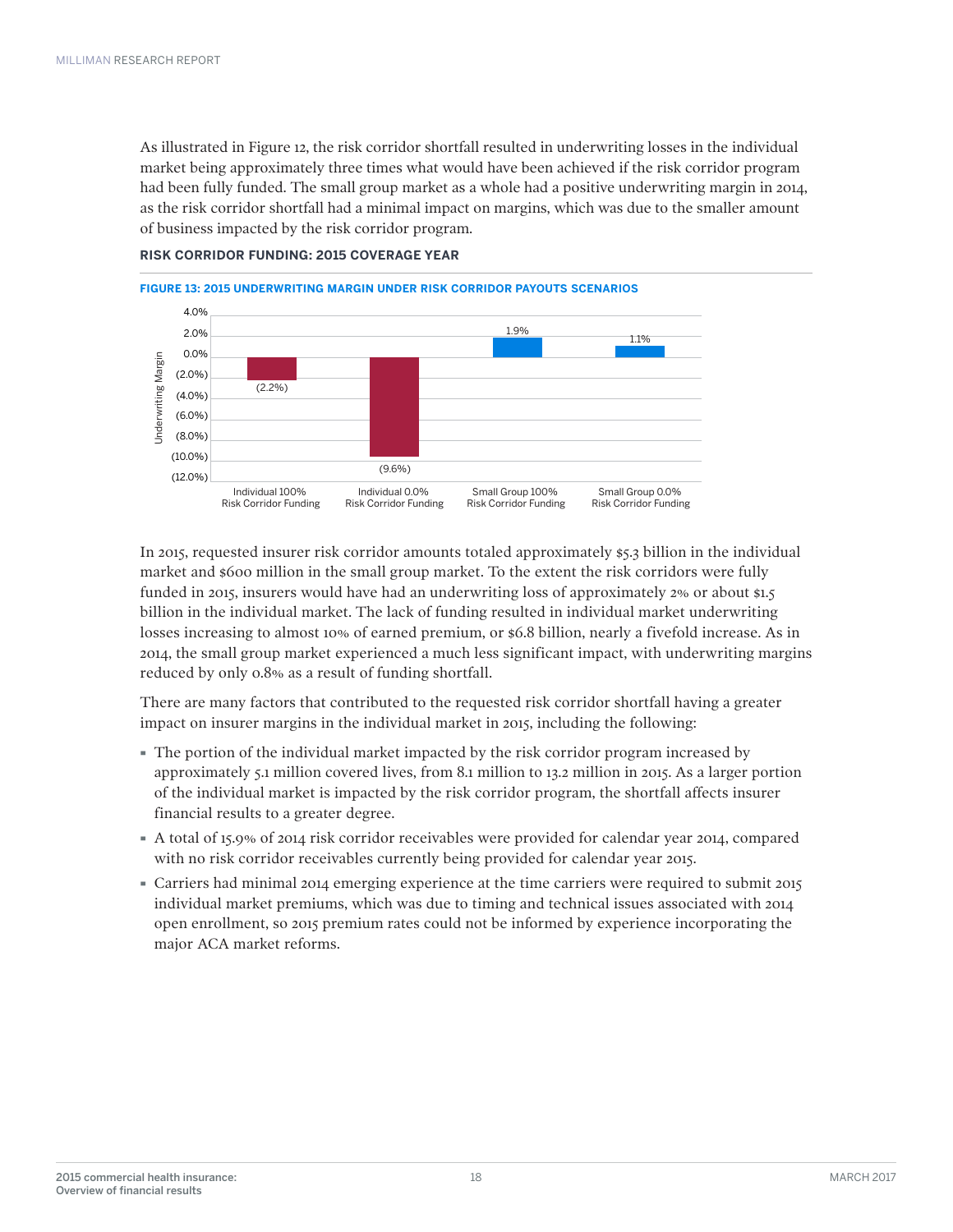As illustrated in Figure 12, the risk corridor shortfall resulted in underwriting losses in the individual market being approximately three times what would have been achieved if the risk corridor program had been fully funded. The small group market as a whole had a positive underwriting margin in 2014, as the risk corridor shortfall had a minimal impact on margins, which was due to the smaller amount of business impacted by the risk corridor program.

### RISK CORRIDOR FUNDING: 2015 COVERAGE YEAR

**FIGURE 13: 2015 UNDERWRITING MARGIN UNDER RISK CORRIDOR PAYOUTS SCENARIOS**

| Scenario | Underwriting Margin |
|---|---|
| Individual 100% Risk Corridor Funding | (2.2%) |
| Individual 0.0% Risk Corridor Funding | (9.6%) |
| Small Group 100% Risk Corridor Funding | 1.9% |
| Small Group 0.0% Risk Corridor Funding | 1.1% |

In 2015, requested insurer risk corridor amounts totaled approximately $5.3 billion in the individual market and $600 million in the small group market. To the extent the risk corridors were fully funded in 2015, insurers would have had an underwriting loss of approximately 2% or about $1.5 billion in the individual market. The lack of funding resulted in individual market underwriting losses increasing to almost 10% of earned premium, or $6.8 billion, nearly a fivefold increase. As in 2014, the small group market experienced a much less significant impact, with underwriting margins reduced by only 0.8% as a result of funding shortfall.

There are many factors that contributed to the requested risk corridor shortfall having a greater impact on insurer margins in the individual market in 2015, including the following:

- The portion of the individual market impacted by the risk corridor program increased by approximately 5.1 million covered lives, from 8.1 million to 13.2 million in 2015. As a larger portion of the individual market is impacted by the risk corridor program, the shortfall affects insurer financial results to a greater degree.
- A total of 15.9% of 2014 risk corridor receivables were provided for calendar year 2014, compared with no risk corridor receivables currently being provided for calendar year 2015.
- Carriers had minimal 2014 emerging experience at the time carriers were required to submit 2015 individual market premiums, which was due to timing and technical issues associated with 2014 open enrollment, so 2015 premium rates could not be informed by experience incorporating the major ACA market reforms.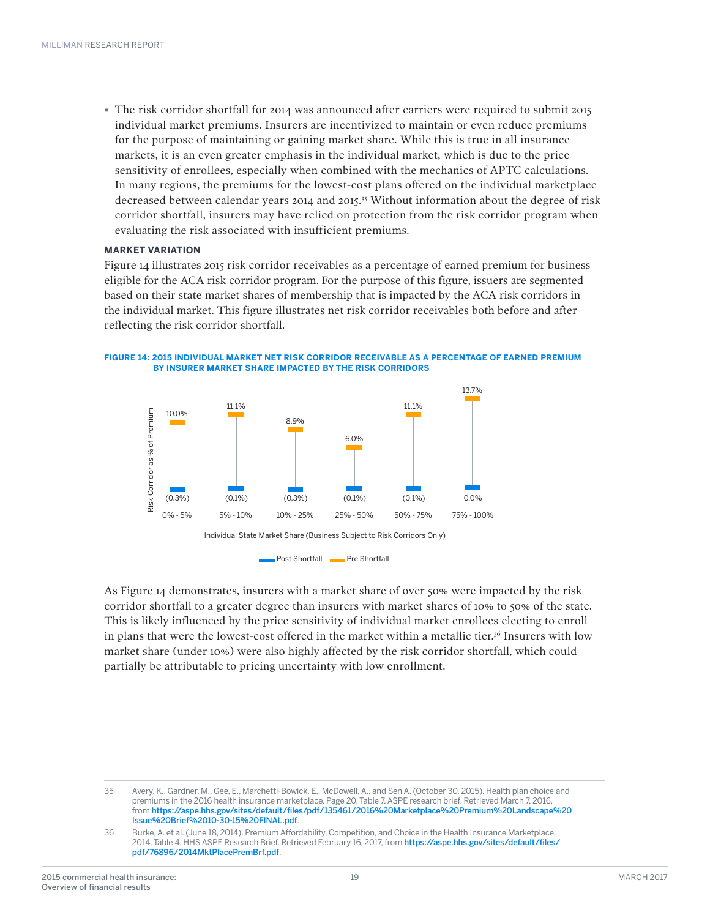- The risk corridor shortfall for 2014 was announced after carriers were required to submit 2015 individual market premiums. Insurers are incentivized to maintain or even reduce premiums for the purpose of maintaining or gaining market share. While this is true in all insurance markets, it is an even greater emphasis in the individual market, which is due to the price sensitivity of enrollees, especially when combined with the mechanics of APTC calculations. In many regions, the premiums for the lowest-cost plans offered on the individual marketplace decreased between calendar years 2014 and 2015.[35] Without information about the degree of risk corridor shortfall, insurers may have relied on protection from the risk corridor program when evaluating the risk associated with insufficient premiums.

### MARKET VARIATION

Figure 14 illustrates 2015 risk corridor receivables as a percentage of earned premium for business eligible for the ACA risk corridor program. For the purpose of this figure, issuers are segmented based on their state market shares of membership that is impacted by the ACA risk corridors in the individual market. This figure illustrates net risk corridor receivables both before and after reflecting the risk corridor shortfall.

**FIGURE 14: 2015 INDIVIDUAL MARKET NET RISK CORRIDOR RECEIVABLE AS A PERCENTAGE OF EARNED PREMIUM BY INSURER MARKET SHARE IMPACTED BY THE RISK CORRIDORS**

| Individual State Market Share (Business Subject to Risk Corridors Only) | Pre Shortfall | Post Shortfall |
|---|---|---|
| 0% - 5% | 10.0% | (0.3%) |
| 5% - 10% | 11.1% | (0.1%) |
| 10% - 25% | 8.9% | (0.3%) |
| 25% - 50% | 6.0% | (0.1%) |
| 50% - 75% | 11.1% | (0.1%) |
| 75% - 100% | 13.7% | 0.0% |

As Figure 14 demonstrates, insurers with a market share of over 50% were impacted by the risk corridor shortfall to a greater degree than insurers with market shares of 10% to 50% of the state. This is likely influenced by the price sensitivity of individual market enrollees electing to enroll in plans that were the lowest-cost offered in the market within a metallic tier.[36] Insurers with low market share (under 10%) were also highly affected by the risk corridor shortfall, which could partially be attributable to pricing uncertainty with low enrollment.

---

35 Avery, K., Gardner, M., Gee, E., Marchetti-Bowick, E., McDowell, A., and Sen A. (October 30, 2015). Health plan choice and premiums in the 2016 health insurance marketplace. Page 20, Table 7. ASPE research brief. Retrieved March 7, 2016, from **https://aspe.hhs.gov/sites/default/files/pdf/135461/2016%20Marketplace%20Premium%20Landscape%20Issue%20Brief%2010-30-15%20FINAL.pdf**.

36 Burke, A. et al. (June 18, 2014). Premium Affordability, Competition, and Choice in the Health Insurance Marketplace, 2014, Table 4. HHS ASPE Research Brief. Retrieved February 16, 2017, from **https://aspe.hhs.gov/sites/default/files/pdf/76896/2014MktPlacePremBrf.pdf**.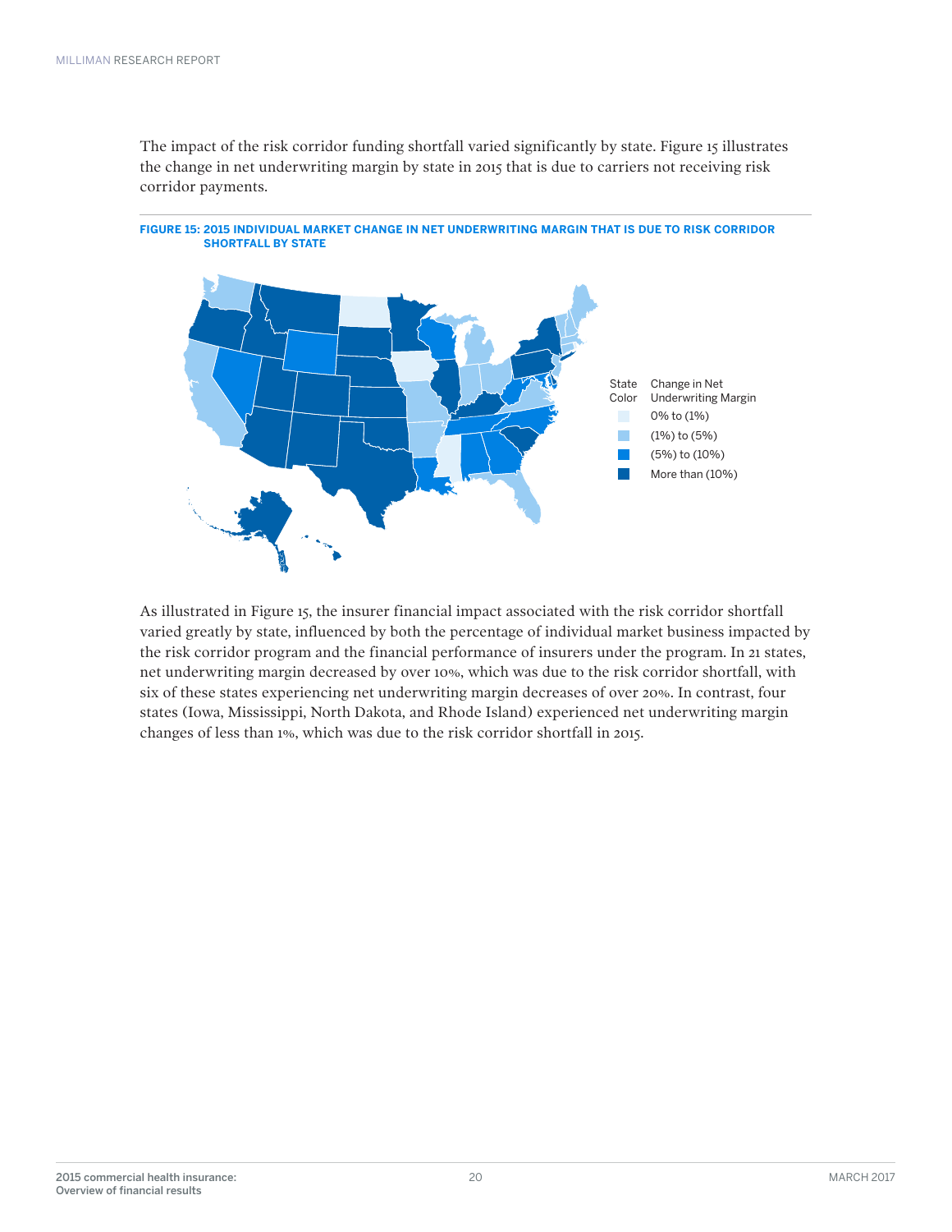The impact of the risk corridor funding shortfall varied significantly by state. Figure 15 illustrates the change in net underwriting margin by state in 2015 that is due to carriers not receiving risk corridor payments.

**FIGURE 15: 2015 INDIVIDUAL MARKET CHANGE IN NET UNDERWRITING MARGIN THAT IS DUE TO RISK CORRIDOR SHORTFALL BY STATE**

| State Color | Change in Net Underwriting Margin |
|---|---|
| | 0% to (1%) |
| | (1%) to (5%) |
| | (5%) to (10%) |
| | More than (10%) |

As illustrated in Figure 15, the insurer financial impact associated with the risk corridor shortfall varied greatly by state, influenced by both the percentage of individual market business impacted by the risk corridor program and the financial performance of insurers under the program. In 21 states, net underwriting margin decreased by over 10%, which was due to the risk corridor shortfall, with six of these states experiencing net underwriting margin decreases of over 20%. In contrast, four states (Iowa, Mississippi, North Dakota, and Rhode Island) experienced net underwriting margin changes of less than 1%, which was due to the risk corridor shortfall in 2015.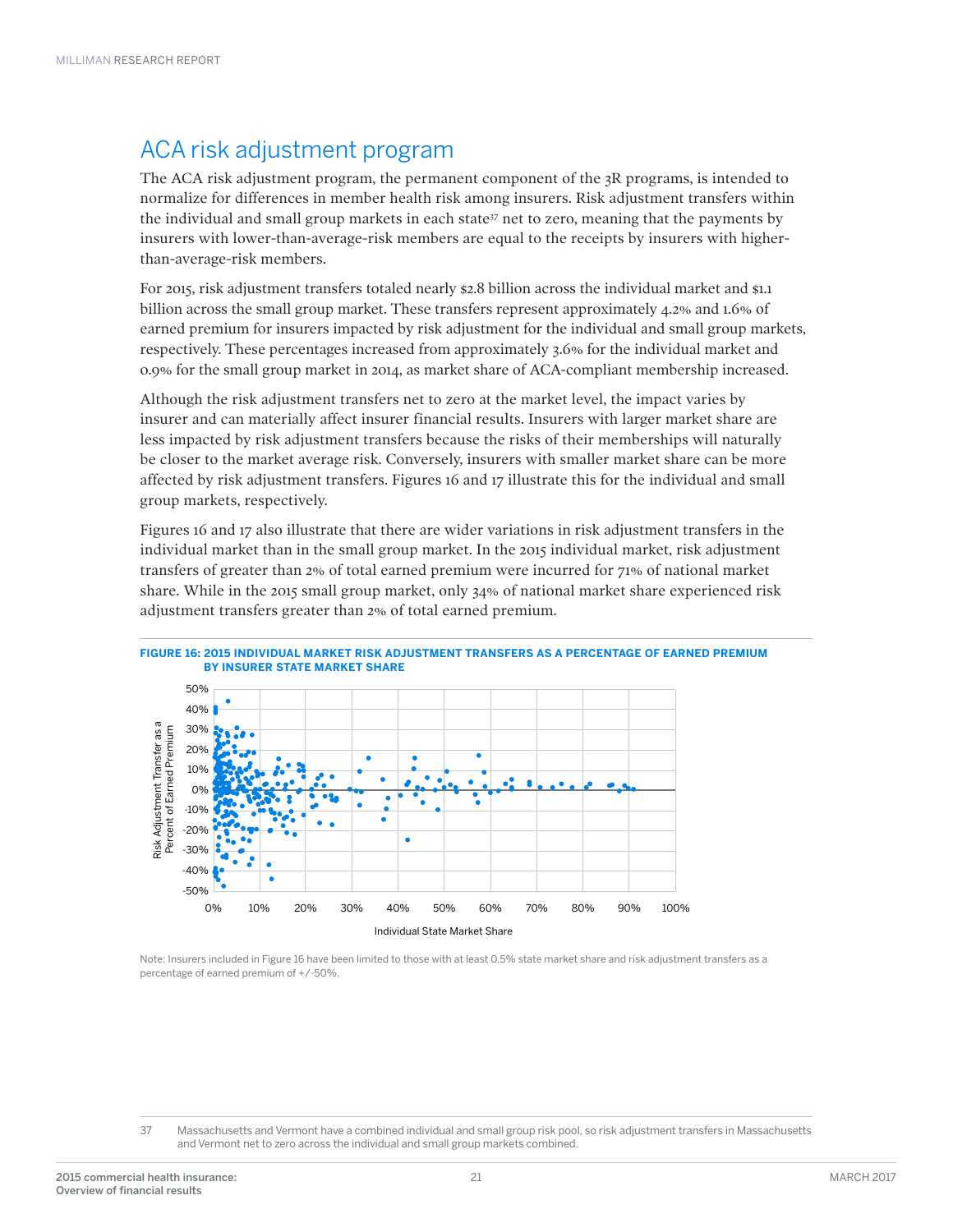## ACA risk adjustment program

The ACA risk adjustment program, the permanent component of the 3R programs, is intended to normalize for differences in member health risk among insurers. Risk adjustment transfers within the individual and small group markets in each state[37] net to zero, meaning that the payments by insurers with lower-than-average-risk members are equal to the receipts by insurers with higher-than-average-risk members.

For 2015, risk adjustment transfers totaled nearly $2.8 billion across the individual market and $1.1 billion across the small group market. These transfers represent approximately 4.2% and 1.6% of earned premium for insurers impacted by risk adjustment for the individual and small group markets, respectively. These percentages increased from approximately 3.6% for the individual market and 0.9% for the small group market in 2014, as market share of ACA-compliant membership increased.

Although the risk adjustment transfers net to zero at the market level, the impact varies by insurer and can materially affect insurer financial results. Insurers with larger market share are less impacted by risk adjustment transfers because the risks of their memberships will naturally be closer to the market average risk. Conversely, insurers with smaller market share can be more affected by risk adjustment transfers. Figures 16 and 17 illustrate this for the individual and small group markets, respectively.

Figures 16 and 17 also illustrate that there are wider variations in risk adjustment transfers in the individual market than in the small group market. In the 2015 individual market, risk adjustment transfers of greater than 2% of total earned premium were incurred for 71% of national market share. While in the 2015 small group market, only 34% of national market share experienced risk adjustment transfers greater than 2% of total earned premium.

**FIGURE 16: 2015 INDIVIDUAL MARKET RISK ADJUSTMENT TRANSFERS AS A PERCENTAGE OF EARNED PREMIUM BY INSURER STATE MARKET SHARE**

Note: Insurers included in Figure 16 have been limited to those with at least 0.5% state market share and risk adjustment transfers as a percentage of earned premium of +/-50%.

---

37 Massachusetts and Vermont have a combined individual and small group risk pool, so risk adjustment transfers in Massachusetts and Vermont net to zero across the individual and small group markets combined.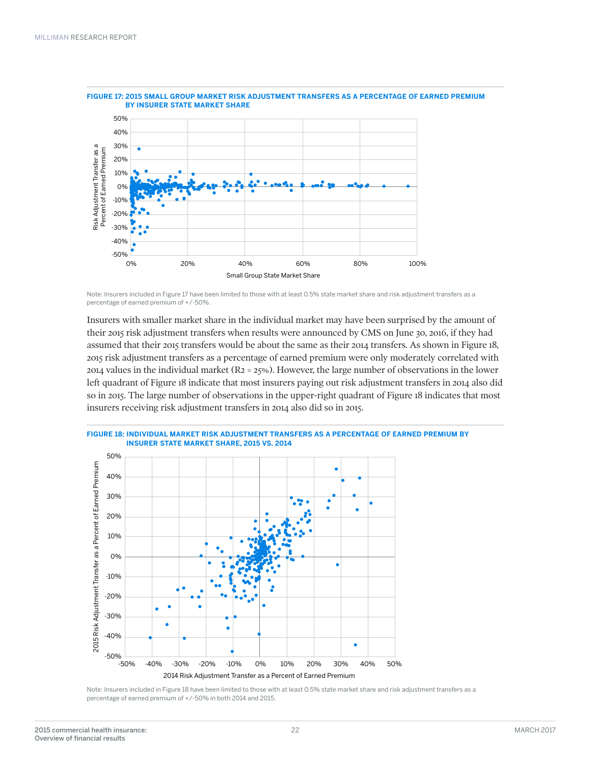**FIGURE 17: 2015 SMALL GROUP MARKET RISK ADJUSTMENT TRANSFERS AS A PERCENTAGE OF EARNED PREMIUM BY INSURER STATE MARKET SHARE**

Note: Insurers included in Figure 17 have been limited to those with at least 0.5% state market share and risk adjustment transfers as a percentage of earned premium of +/-50%.

Insurers with smaller market share in the individual market may have been surprised by the amount of their 2015 risk adjustment transfers when results were announced by CMS on June 30, 2016, if they had assumed that their 2015 transfers would be about the same as their 2014 transfers. As shown in Figure 18, 2015 risk adjustment transfers as a percentage of earned premium were only moderately correlated with 2014 values in the individual market ($R^2$ = 25%). However, the large number of observations in the lower left quadrant of Figure 18 indicate that most insurers paying out risk adjustment transfers in 2014 also did so in 2015. The large number of observations in the upper-right quadrant of Figure 18 indicates that most insurers receiving risk adjustment transfers in 2014 also did so in 2015.

**FIGURE 18: INDIVIDUAL MARKET RISK ADJUSTMENT TRANSFERS AS A PERCENTAGE OF EARNED PREMIUM BY INSURER STATE MARKET SHARE, 2015 VS. 2014**

Note: Insurers included in Figure 18 have been limited to those with at least 0.5% state market share and risk adjustment transfers as a percentage of earned premium of +/-50% in both 2014 and 2015.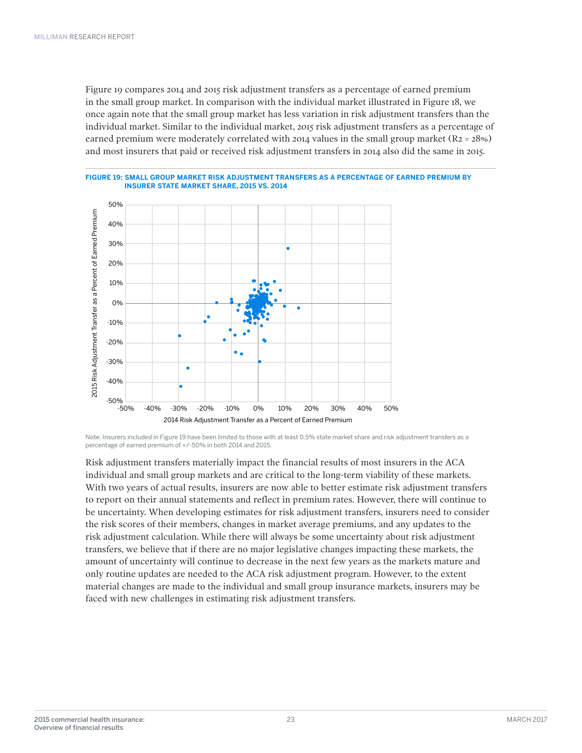Figure 19 compares 2014 and 2015 risk adjustment transfers as a percentage of earned premium in the small group market. In comparison with the individual market illustrated in Figure 18, we once again note that the small group market has less variation in risk adjustment transfers than the individual market. Similar to the individual market, 2015 risk adjustment transfers as a percentage of earned premium were moderately correlated with 2014 values in the small group market ($R^2$ = 28%) and most insurers that paid or received risk adjustment transfers in 2014 also did the same in 2015.

**FIGURE 19: SMALL GROUP MARKET RISK ADJUSTMENT TRANSFERS AS A PERCENTAGE OF EARNED PREMIUM BY INSURER STATE MARKET SHARE, 2015 VS. 2014**

Note: Insurers included in Figure 19 have been limited to those with at least 0.5% state market share and risk adjustment transfers as a percentage of earned premium of +/-50% in both 2014 and 2015.

Risk adjustment transfers materially impact the financial results of most insurers in the ACA individual and small group markets and are critical to the long-term viability of these markets. With two years of actual results, insurers are now able to better estimate risk adjustment transfers to report on their annual statements and reflect in premium rates. However, there will continue to be uncertainty. When developing estimates for risk adjustment transfers, insurers need to consider the risk scores of their members, changes in market average premiums, and any updates to the risk adjustment calculation. While there will always be some uncertainty about risk adjustment transfers, we believe that if there are no major legislative changes impacting these markets, the amount of uncertainty will continue to decrease in the next few years as the markets mature and only routine updates are needed to the ACA risk adjustment program. However, to the extent material changes are made to the individual and small group insurance markets, insurers may be faced with new challenges in estimating risk adjustment transfers.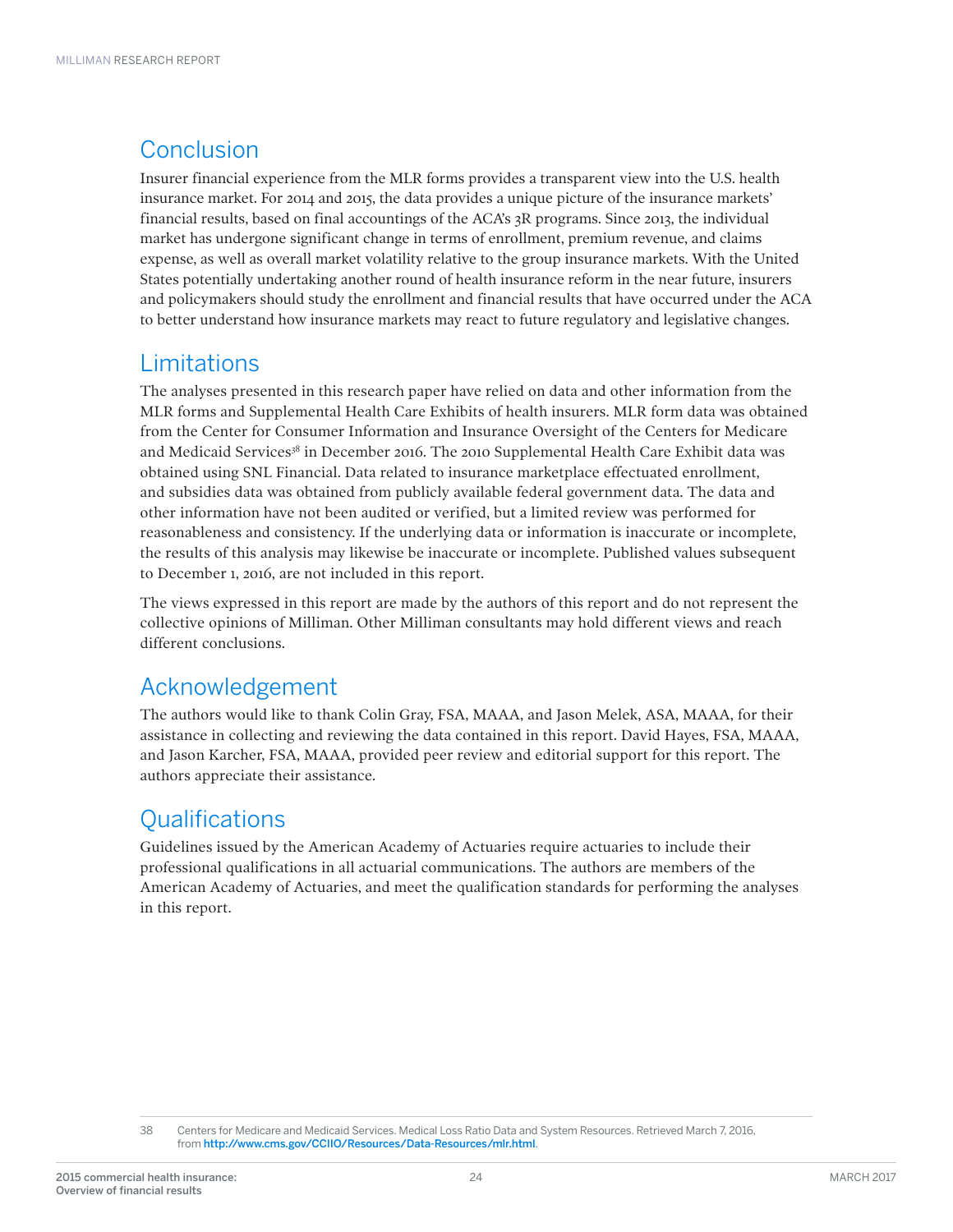## Conclusion

Insurer financial experience from the MLR forms provides a transparent view into the U.S. health insurance market. For 2014 and 2015, the data provides a unique picture of the insurance markets' financial results, based on final accountings of the ACA's 3R programs. Since 2013, the individual market has undergone significant change in terms of enrollment, premium revenue, and claims expense, as well as overall market volatility relative to the group insurance markets. With the United States potentially undertaking another round of health insurance reform in the near future, insurers and policymakers should study the enrollment and financial results that have occurred under the ACA to better understand how insurance markets may react to future regulatory and legislative changes.

## Limitations

The analyses presented in this research paper have relied on data and other information from the MLR forms and Supplemental Health Care Exhibits of health insurers. MLR form data was obtained from the Center for Consumer Information and Insurance Oversight of the Centers for Medicare and Medicaid Services[38] in December 2016. The 2010 Supplemental Health Care Exhibit data was obtained using SNL Financial. Data related to insurance marketplace effectuated enrollment, and subsidies data was obtained from publicly available federal government data. The data and other information have not been audited or verified, but a limited review was performed for reasonableness and consistency. If the underlying data or information is inaccurate or incomplete, the results of this analysis may likewise be inaccurate or incomplete. Published values subsequent to December 1, 2016, are not included in this report.

The views expressed in this report are made by the authors of this report and do not represent the collective opinions of Milliman. Other Milliman consultants may hold different views and reach different conclusions.

## Acknowledgement

The authors would like to thank Colin Gray, FSA, MAAA, and Jason Melek, ASA, MAAA, for their assistance in collecting and reviewing the data contained in this report. David Hayes, FSA, MAAA, and Jason Karcher, FSA, MAAA, provided peer review and editorial support for this report. The authors appreciate their assistance.

## Qualifications

Guidelines issued by the American Academy of Actuaries require actuaries to include their professional qualifications in all actuarial communications. The authors are members of the American Academy of Actuaries, and meet the qualification standards for performing the analyses in this report.

---

38 Centers for Medicare and Medicaid Services. Medical Loss Ratio Data and System Resources. Retrieved March 7, 2016, from http://www.cms.gov/CCIIO/Resources/Data-Resources/mlr.html.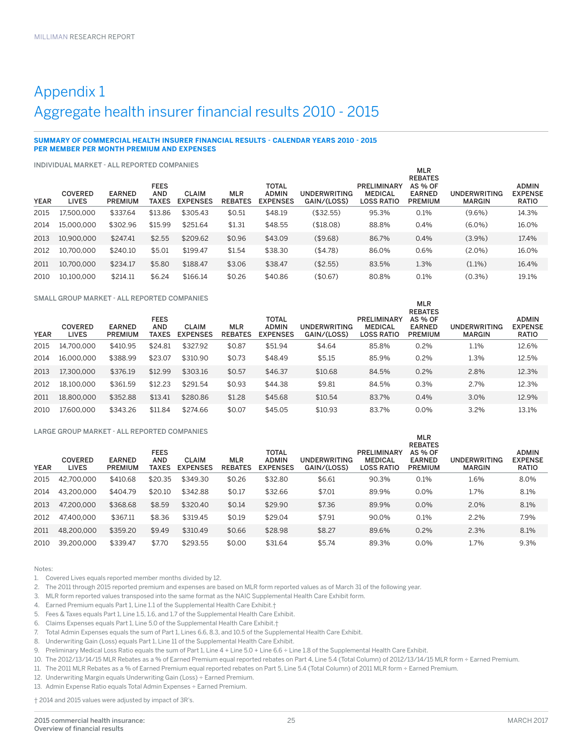# Appendix 1
## Aggregate health insurer financial results 2010 - 2015

**SUMMARY OF COMMERCIAL HEALTH INSURER FINANCIAL RESULTS - CALENDAR YEARS 2010 - 2015**
**PER MEMBER PER MONTH PREMIUM AND EXPENSES**

INDIVIDUAL MARKET - ALL REPORTED COMPANIES

| YEAR | COVERED LIVES | EARNED PREMIUM | FEES AND TAXES | CLAIM EXPENSES | MLR REBATES | TOTAL ADMIN EXPENSES | UNDERWRITING GAIN/(LOSS) | PRELIMINARY MEDICAL LOSS RATIO | MLR REBATES AS % OF EARNED PREMIUM | UNDERWRITING MARGIN | ADMIN EXPENSE RATIO |
|---|---|---|---|---|---|---|---|---|---|---|---|
| 2015 | 17,500,000 | $337.64 | $13.86 | $305.43 | $0.51 | $48.19 | ($32.55) | 95.3% | 0.1% | (9.6%) | 14.3% |
| 2014 | 15,000,000 | $302.96 | $15.99 | $251.64 | $1.31 | $48.55 | ($18.08) | 88.8% | 0.4% | (6.0%) | 16.0% |
| 2013 | 10,900,000 | $247.41 | $2.55 | $209.62 | $0.96 | $43.09 | ($9.68) | 86.7% | 0.4% | (3.9%) | 17.4% |
| 2012 | 10,700,000 | $240.10 | $5.01 | $199.47 | $1.54 | $38.30 | ($4.78) | 86.0% | 0.6% | (2.0%) | 16.0% |
| 2011 | 10,700,000 | $234.17 | $5.80 | $188.47 | $3.06 | $38.47 | ($2.55) | 83.5% | 1.3% | (1.1%) | 16.4% |
| 2010 | 10,100,000 | $214.11 | $6.24 | $166.14 | $0.26 | $40.86 | ($0.67) | 80.8% | 0.1% | (0.3%) | 19.1% |

SMALL GROUP MARKET - ALL REPORTED COMPANIES

| YEAR | COVERED LIVES | EARNED PREMIUM | FEES AND TAXES | CLAIM EXPENSES | MLR REBATES | TOTAL ADMIN EXPENSES | UNDERWRITING GAIN/(LOSS) | PRELIMINARY MEDICAL LOSS RATIO | MLR REBATES AS % OF EARNED PREMIUM | UNDERWRITING MARGIN | ADMIN EXPENSE RATIO |
|---|---|---|---|---|---|---|---|---|---|---|---|
| 2015 | 14,700,000 | $410.95 | $24.81 | $327.92 | $0.87 | $51.94 | $4.64 | 85.8% | 0.2% | 1.1% | 12.6% |
| 2014 | 16,000,000 | $388.99 | $23.07 | $310.90 | $0.73 | $48.49 | $5.15 | 85.9% | 0.2% | 1.3% | 12.5% |
| 2013 | 17,300,000 | $376.19 | $12.99 | $303.16 | $0.57 | $46.37 | $10.68 | 84.5% | 0.2% | 2.8% | 12.3% |
| 2012 | 18,100,000 | $361.59 | $12.23 | $291.54 | $0.93 | $44.38 | $9.81 | 84.5% | 0.3% | 2.7% | 12.3% |
| 2011 | 18,800,000 | $352.88 | $13.41 | $280.86 | $1.28 | $45.68 | $10.54 | 83.7% | 0.4% | 3.0% | 12.9% |
| 2010 | 17,600,000 | $343.26 | $11.84 | $274.66 | $0.07 | $45.05 | $10.93 | 83.7% | 0.0% | 3.2% | 13.1% |

LARGE GROUP MARKET - ALL REPORTED COMPANIES

| YEAR | COVERED LIVES | EARNED PREMIUM | FEES AND TAXES | CLAIM EXPENSES | MLR REBATES | TOTAL ADMIN EXPENSES | UNDERWRITING GAIN/(LOSS) | PRELIMINARY MEDICAL LOSS RATIO | MLR REBATES AS % OF EARNED PREMIUM | UNDERWRITING MARGIN | ADMIN EXPENSE RATIO |
|---|---|---|---|---|---|---|---|---|---|---|---|
| 2015 | 42,700,000 | $410.68 | $20.35 | $349.30 | $0.26 | $32.80 | $6.61 | 90.3% | 0.1% | 1.6% | 8.0% |
| 2014 | 43,200,000 | $404.79 | $20.10 | $342.88 | $0.17 | $32.66 | $7.01 | 89.9% | 0.0% | 1.7% | 8.1% |
| 2013 | 47,200,000 | $368.68 | $8.59 | $320.40 | $0.14 | $29.90 | $7.36 | 89.9% | 0.0% | 2.0% | 8.1% |
| 2012 | 47,400,000 | $367.11 | $8.36 | $319.45 | $0.19 | $29.04 | $7.91 | 90.0% | 0.1% | 2.2% | 7.9% |
| 2011 | 48,200,000 | $359.20 | $9.49 | $310.49 | $0.66 | $28.98 | $8.27 | 89.6% | 0.2% | 2.3% | 8.1% |
| 2010 | 39,200,000 | $339.47 | $7.70 | $293.55 | $0.00 | $31.64 | $5.74 | 89.3% | 0.0% | 1.7% | 9.3% |

Notes:

1. Covered Lives equals reported member months divided by 12.
2. The 2011 through 2015 reported premium and expenses are based on MLR form reported values as of March 31 of the following year.
3. MLR form reported values transposed into the same format as the NAIC Supplemental Health Care Exhibit form.
4. Earned Premium equals Part 1, Line 1.1 of the Supplemental Health Care Exhibit.†
5. Fees & Taxes equals Part 1, Line 1.5, 1.6, and 1.7 of the Supplemental Health Care Exhibit.
6. Claims Expenses equals Part 1, Line 5.0 of the Supplemental Health Care Exhibit.†
7. Total Admin Expenses equals the sum of Part 1, Lines 6.6, 8.3, and 10.5 of the Supplemental Health Care Exhibit.
8. Underwriting Gain (Loss) equals Part 1, Line 11 of the Supplemental Health Care Exhibit.
9. Preliminary Medical Loss Ratio equals the sum of Part 1, Line 4 + Line 5.0 + Line 6.6 ÷ Line 1.8 of the Supplemental Health Care Exhibit.
10. The 2012/13/14/15 MLR Rebates as a % of Earned Premium equal reported rebates on Part 4, Line 5.4 (Total Column) of 2012/13/14/15 MLR form ÷ Earned Premium.
11. The 2011 MLR Rebates as a % of Earned Premium equal reported rebates on Part 5, Line 5.4 (Total Column) of 2011 MLR form ÷ Earned Premium.
12. Underwriting Margin equals Underwriting Gain (Loss) ÷ Earned Premium.
13. Admin Expense Ratio equals Total Admin Expenses ÷ Earned Premium.

† 2014 and 2015 values were adjusted by impact of 3R's.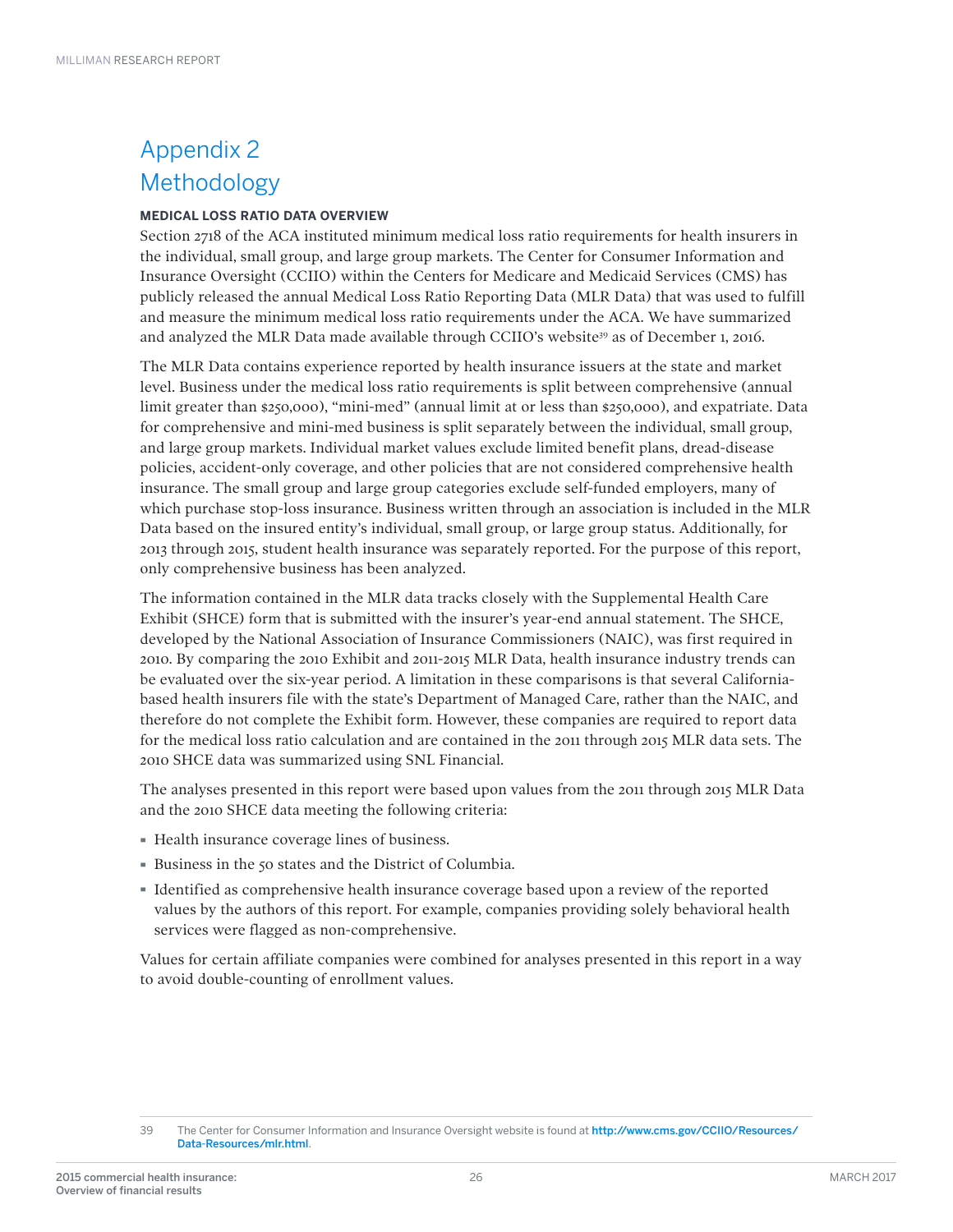# Appendix 2 Methodology

**MEDICAL LOSS RATIO DATA OVERVIEW**

Section 2718 of the ACA instituted minimum medical loss ratio requirements for health insurers in the individual, small group, and large group markets. The Center for Consumer Information and Insurance Oversight (CCIIO) within the Centers for Medicare and Medicaid Services (CMS) has publicly released the annual Medical Loss Ratio Reporting Data (MLR Data) that was used to fulfill and measure the minimum medical loss ratio requirements under the ACA. We have summarized and analyzed the MLR Data made available through CCIIO's website[39] as of December 1, 2016.

The MLR Data contains experience reported by health insurance issuers at the state and market level. Business under the medical loss ratio requirements is split between comprehensive (annual limit greater than $250,000), "mini-med" (annual limit at or less than $250,000), and expatriate. Data for comprehensive and mini-med business is split separately between the individual, small group, and large group markets. Individual market values exclude limited benefit plans, dread-disease policies, accident-only coverage, and other policies that are not considered comprehensive health insurance. The small group and large group categories exclude self-funded employers, many of which purchase stop-loss insurance. Business written through an association is included in the MLR Data based on the insured entity's individual, small group, or large group status. Additionally, for 2013 through 2015, student health insurance was separately reported. For the purpose of this report, only comprehensive business has been analyzed.

The information contained in the MLR data tracks closely with the Supplemental Health Care Exhibit (SHCE) form that is submitted with the insurer's year-end annual statement. The SHCE, developed by the National Association of Insurance Commissioners (NAIC), was first required in 2010. By comparing the 2010 Exhibit and 2011-2015 MLR Data, health insurance industry trends can be evaluated over the six-year period. A limitation in these comparisons is that several California-based health insurers file with the state's Department of Managed Care, rather than the NAIC, and therefore do not complete the Exhibit form. However, these companies are required to report data for the medical loss ratio calculation and are contained in the 2011 through 2015 MLR data sets. The 2010 SHCE data was summarized using SNL Financial.

The analyses presented in this report were based upon values from the 2011 through 2015 MLR Data and the 2010 SHCE data meeting the following criteria:

- Health insurance coverage lines of business.
- Business in the 50 states and the District of Columbia.
- Identified as comprehensive health insurance coverage based upon a review of the reported values by the authors of this report. For example, companies providing solely behavioral health services were flagged as non-comprehensive.

Values for certain affiliate companies were combined for analyses presented in this report in a way to avoid double-counting of enrollment values.

39 The Center for Consumer Information and Insurance Oversight website is found at http://www.cms.gov/CCIIO/Resources/Data-Resources/mlr.html.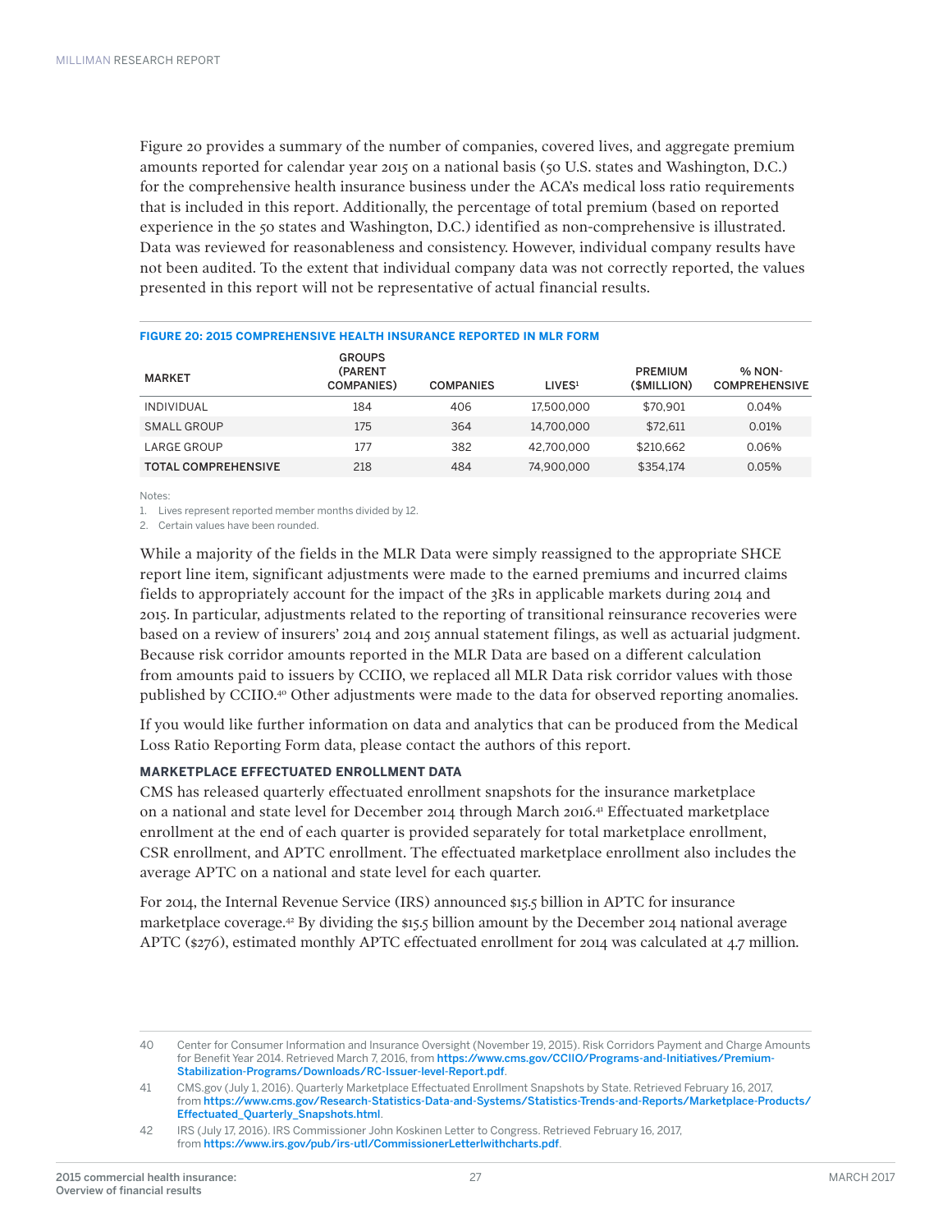Figure 20 provides a summary of the number of companies, covered lives, and aggregate premium amounts reported for calendar year 2015 on a national basis (50 U.S. states and Washington, D.C.) for the comprehensive health insurance business under the ACA's medical loss ratio requirements that is included in this report. Additionally, the percentage of total premium (based on reported experience in the 50 states and Washington, D.C.) identified as non-comprehensive is illustrated. Data was reviewed for reasonableness and consistency. However, individual company results have not been audited. To the extent that individual company data was not correctly reported, the values presented in this report will not be representative of actual financial results.

**FIGURE 20: 2015 COMPREHENSIVE HEALTH INSURANCE REPORTED IN MLR FORM**

| MARKET | GROUPS (PARENT COMPANIES) | COMPANIES | LIVES[1] | PREMIUM ($MILLION) | % NON-COMPREHENSIVE |
|---|---|---|---|---|---|
| INDIVIDUAL | 184 | 406 | 17,500,000 | $70,901 | 0.04% |
| SMALL GROUP | 175 | 364 | 14,700,000 | $72,611 | 0.01% |
| LARGE GROUP | 177 | 382 | 42,700,000 | $210,662 | 0.06% |
| **TOTAL COMPREHENSIVE** | 218 | 484 | 74,900,000 | $354,174 | 0.05% |

Notes:

1. Lives represent reported member months divided by 12.
2. Certain values have been rounded.

While a majority of the fields in the MLR Data were simply reassigned to the appropriate SHCE report line item, significant adjustments were made to the earned premiums and incurred claims fields to appropriately account for the impact of the 3Rs in applicable markets during 2014 and 2015. In particular, adjustments related to the reporting of transitional reinsurance recoveries were based on a review of insurers' 2014 and 2015 annual statement filings, as well as actuarial judgment. Because risk corridor amounts reported in the MLR Data are based on a different calculation from amounts paid to issuers by CCIIO, we replaced all MLR Data risk corridor values with those published by CCIIO.[40] Other adjustments were made to the data for observed reporting anomalies.

If you would like further information on data and analytics that can be produced from the Medical Loss Ratio Reporting Form data, please contact the authors of this report.

### MARKETPLACE EFFECTUATED ENROLLMENT DATA

CMS has released quarterly effectuated enrollment snapshots for the insurance marketplace on a national and state level for December 2014 through March 2016.[41] Effectuated marketplace enrollment at the end of each quarter is provided separately for total marketplace enrollment, CSR enrollment, and APTC enrollment. The effectuated marketplace enrollment also includes the average APTC on a national and state level for each quarter.

For 2014, the Internal Revenue Service (IRS) announced $15.5 billion in APTC for insurance marketplace coverage.[42] By dividing the $15.5 billion amount by the December 2014 national average APTC ($276), estimated monthly APTC effectuated enrollment for 2014 was calculated at 4.7 million.

---

40 Center for Consumer Information and Insurance Oversight (November 19, 2015). Risk Corridors Payment and Charge Amounts for Benefit Year 2014. Retrieved March 7, 2016, from https://www.cms.gov/CCIIO/Programs-and-Initiatives/Premium-Stabilization-Programs/Downloads/RC-Issuer-level-Report.pdf.

41 CMS.gov (July 1, 2016). Quarterly Marketplace Effectuated Enrollment Snapshots by State. Retrieved February 16, 2017, from https://www.cms.gov/Research-Statistics-Data-and-Systems/Statistics-Trends-and-Reports/Marketplace-Products/Effectuated_Quarterly_Snapshots.html.

42 IRS (July 17, 2016). IRS Commissioner John Koskinen Letter to Congress. Retrieved February 16, 2017, from https://www.irs.gov/pub/irs-utl/CommissionerLetterlwithcharts.pdf.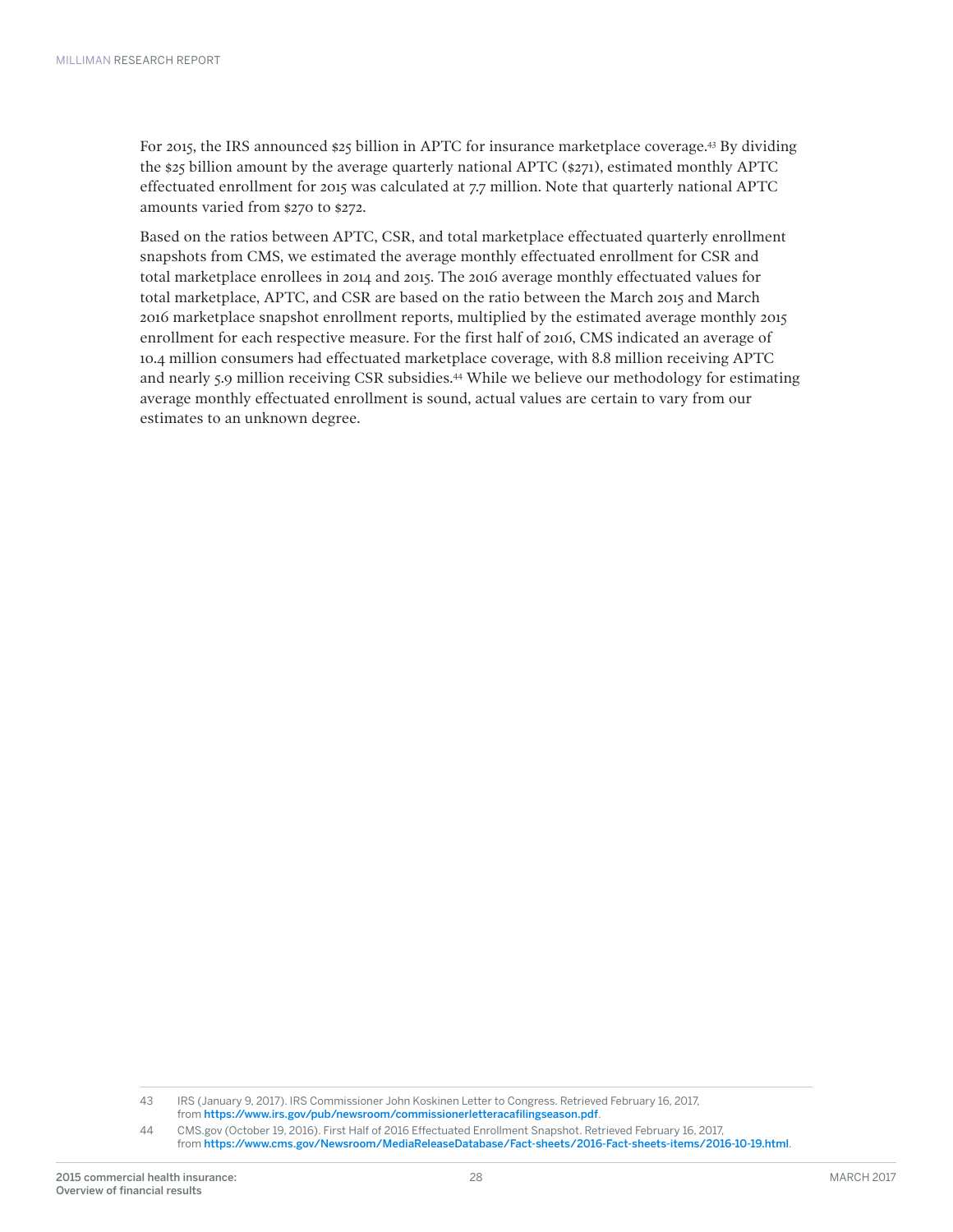For 2015, the IRS announced $25 billion in APTC for insurance marketplace coverage.[43] By dividing the $25 billion amount by the average quarterly national APTC ($271), estimated monthly APTC effectuated enrollment for 2015 was calculated at 7.7 million. Note that quarterly national APTC amounts varied from $270 to $272.

Based on the ratios between APTC, CSR, and total marketplace effectuated quarterly enrollment snapshots from CMS, we estimated the average monthly effectuated enrollment for CSR and total marketplace enrollees in 2014 and 2015. The 2016 average monthly effectuated values for total marketplace, APTC, and CSR are based on the ratio between the March 2015 and March 2016 marketplace snapshot enrollment reports, multiplied by the estimated average monthly 2015 enrollment for each respective measure. For the first half of 2016, CMS indicated an average of 10.4 million consumers had effectuated marketplace coverage, with 8.8 million receiving APTC and nearly 5.9 million receiving CSR subsidies.[44] While we believe our methodology for estimating average monthly effectuated enrollment is sound, actual values are certain to vary from our estimates to an unknown degree.

---

43 IRS (January 9, 2017). IRS Commissioner John Koskinen Letter to Congress. Retrieved February 16, 2017, from https://www.irs.gov/pub/newsroom/commissionerletteracafilingseason.pdf.

44 CMS.gov (October 19, 2016). First Half of 2016 Effectuated Enrollment Snapshot. Retrieved February 16, 2017, from https://www.cms.gov/Newsroom/MediaReleaseDatabase/Fact-sheets/2016-Fact-sheets-items/2016-10-19.html.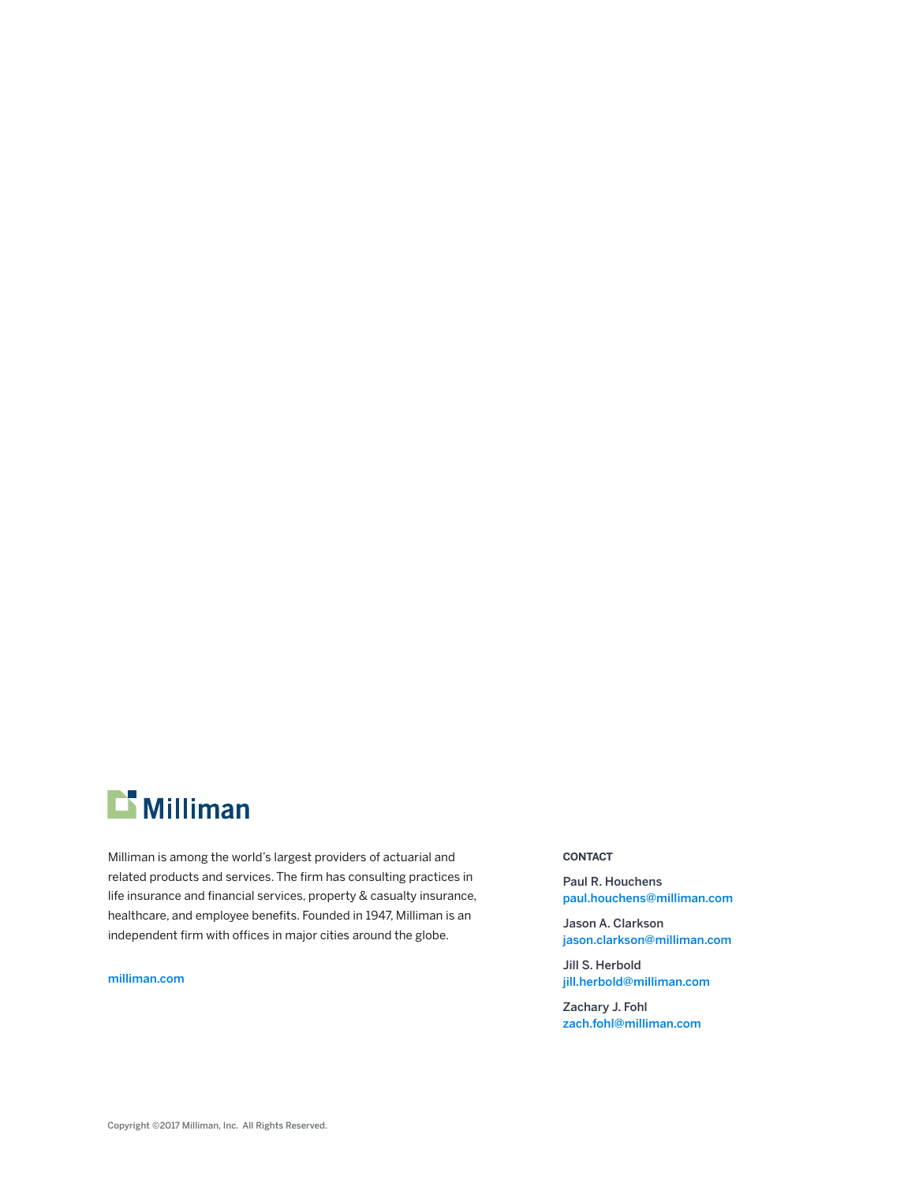# Milliman

Milliman is among the world's largest providers of actuarial and related products and services. The firm has consulting practices in life insurance and financial services, property & casualty insurance, healthcare, and employee benefits. Founded in 1947, Milliman is an independent firm with offices in major cities around the globe.

milliman.com

**CONTACT**

Paul R. Houchens
paul.houchens@milliman.com

Jason A. Clarkson
jason.clarkson@milliman.com

Jill S. Herbold
jill.herbold@milliman.com

Zachary J. Fohl
zach.fohl@milliman.com

Copyright ©2017 Milliman, Inc. All Rights Reserved.